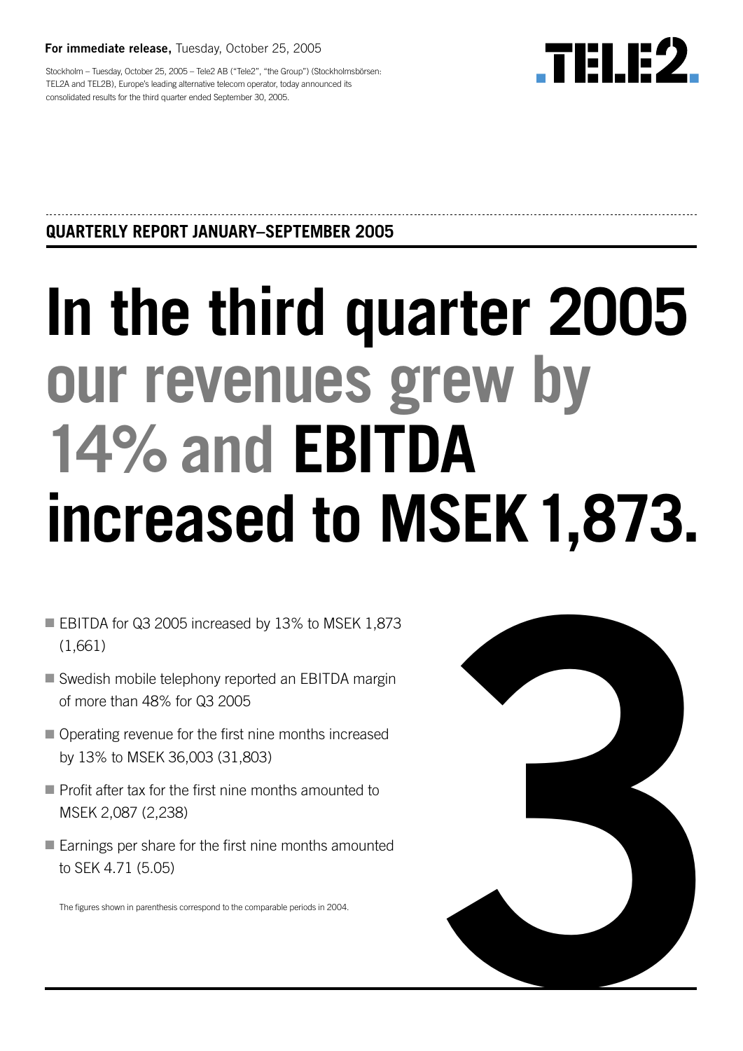**For immediate release,** Tuesday, October 25, 2005

Stockholm – Tuesday, October 25, 2005 – Tele2 AB ("Tele2", "the Group") (Stockholmsbörsen: TEL2A and TEL2B), Europe's leading alternative telecom operator, today announced its consolidated results for the third quarter ended September 30, 2005.

## QUARTERLY REPORT JANUARY–SEPTEMBER 2005

# In the third quarter 2005 our revenues grew by 14% and EBITDA increased to MSEK 1,873.

- EBITDA for Q3 2005 increased by 13% to MSEK 1,873 (1,661)
- Swedish mobile telephony reported an EBITDA margin of more than 48% for Q3 2005
- Operating revenue for the first nine months increased by 13% to MSEK 36,003 (31,803)
- Profit after tax for the first nine months amounted to MSEK 2,087 (2,238)
- Earnings per share for the first nine months amounted to SEK 4.71 (5.05)

The figures shown in parenthesis correspond to the comparable periods in 2004.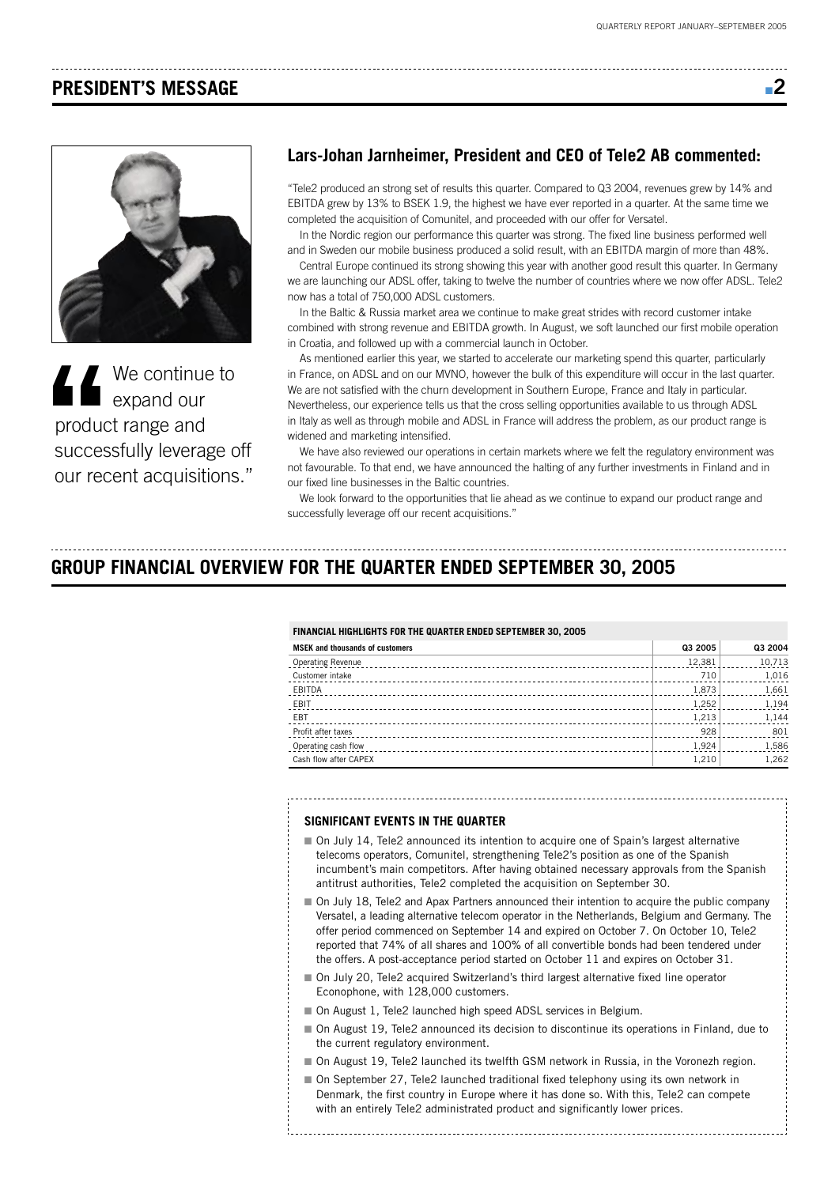## PRESIDENT'S MESSAGE

> "We continue to expand our product range and successfully leverage off our recent acquisitions."

### Lars-Johan Jarnheimer, President and CEO of Tele2 AB commented:

"Tele2 produced an strong set of results this quarter. Compared to Q3 2004, revenues grew by 14% and EBITDA grew by 13% to BSEK 1.9, the highest we have ever reported in a quarter. At the same time we completed the acquisition of Comunitel, and proceeded with our offer for Versatel.

In the Nordic region our performance this quarter was strong. The fixed line business performed well and in Sweden our mobile business produced a solid result, with an EBITDA margin of more than 48%.

Central Europe continued its strong showing this year with another good result this quarter. In Germany we are launching our ADSL offer, taking to twelve the number of countries where we now offer ADSL. Tele2 now has a total of 750,000 ADSL customers.

In the Baltic & Russia market area we continue to make great strides with record customer intake combined with strong revenue and EBITDA growth. In August, we soft launched our first mobile operation in Croatia, and followed up with a commercial launch in October.

As mentioned earlier this year, we started to accelerate our marketing spend this quarter, particularly in France, on ADSL and on our MVNO, however the bulk of this expenditure will occur in the last quarter. We are not satisfied with the churn development in Southern Europe, France and Italy in particular. Nevertheless, our experience tells us that the cross selling opportunities available to us through ADSL in Italy as well as through mobile and ADSL in France will address the problem, as our product range is widened and marketing intensified.

We have also reviewed our operations in certain markets where we felt the regulatory environment was not favourable. To that end, we have announced the halting of any further investments in Finland and in our fixed line businesses in the Baltic countries.

We look forward to the opportunities that lie ahead as we continue to expand our product range and successfully leverage off our recent acquisitions."

## GROUP FINANCIAL OVERVIEW FOR THE QUARTER ENDED SEPTEMBER 30, 2005

**FINANCIAL HIGHLIGHTS FOR THE QUARTER ENDED SEPTEMBER 30, 2005**

| MSEK and thousands of customers | Q3 2005 | Q3 2004 |
|---|---|---|
| Operating Revenue | 12,381 | 10,713 |
| Customer intake | 710 | 1,016 |
| EBITDA | 1,873 | 1,661 |
| EBIT | 1,252 | 1,194 |
| EBT | 1,213 | 1,144 |
| Profit after taxes | 928 | 801 |
| Operating cash flow | 1,924 | 1,586 |
| Cash flow after CAPEX | 1,210 | 1,262 |

### SIGNIFICANT EVENTS IN THE QUARTER

- On July 14, Tele2 announced its intention to acquire one of Spain's largest alternative telecoms operators, Comunitel, strengthening Tele2's position as one of the Spanish incumbent's main competitors. After having obtained necessary approvals from the Spanish antitrust authorities, Tele2 completed the acquisition on September 30.
- On July 18, Tele2 and Apax Partners announced their intention to acquire the public company Versatel, a leading alternative telecom operator in the Netherlands, Belgium and Germany. The offer period commenced on September 14 and expired on October 7. On October 10, Tele2 reported that 74% of all shares and 100% of all convertible bonds had been tendered under the offers. A post-acceptance period started on October 11 and expires on October 31.
- On July 20, Tele2 acquired Switzerland's third largest alternative fixed line operator Econophone, with 128,000 customers.
- On August 1, Tele2 launched high speed ADSL services in Belgium.
- On August 19, Tele2 announced its decision to discontinue its operations in Finland, due to the current regulatory environment.
- On August 19, Tele2 launched its twelfth GSM network in Russia, in the Voronezh region.
- On September 27, Tele2 launched traditional fixed telephony using its own network in Denmark, the first country in Europe where it has done so. With this, Tele2 can compete with an entirely Tele2 administrated product and significantly lower prices.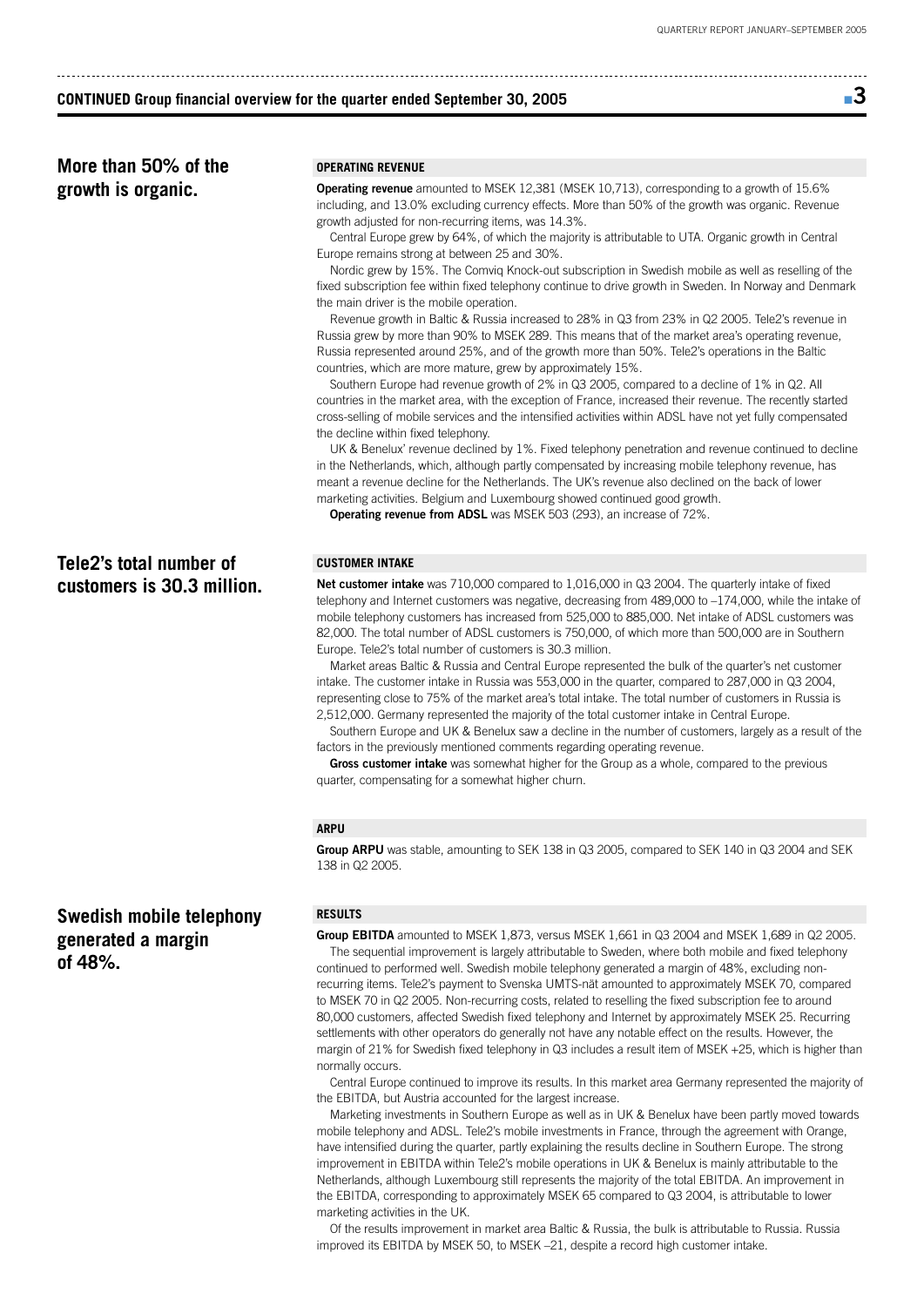## CONTINUED Group financial overview for the quarter ended September 30, 2005

**More than 50% of the growth is organic.**

### OPERATING REVENUE

**Operating revenue** amounted to MSEK 12,381 (MSEK 10,713), corresponding to a growth of 15.6% including, and 13.0% excluding currency effects. More than 50% of the growth was organic. Revenue growth adjusted for non-recurring items, was 14.3%.

Central Europe grew by 64%, of which the majority is attributable to UTA. Organic growth in Central Europe remains strong at between 25 and 30%.

Nordic grew by 15%. The Comviq Knock-out subscription in Swedish mobile as well as reselling of the fixed subscription fee within fixed telephony continue to drive growth in Sweden. In Norway and Denmark the main driver is the mobile operation.

Revenue growth in Baltic & Russia increased to 28% in Q3 from 23% in Q2 2005. Tele2's revenue in Russia grew by more than 90% to MSEK 289. This means that of the market area's operating revenue, Russia represented around 25%, and of the growth more than 50%. Tele2's operations in the Baltic countries, which are more mature, grew by approximately 15%.

Southern Europe had revenue growth of 2% in Q3 2005, compared to a decline of 1% in Q2. All countries in the market area, with the exception of France, increased their revenue. The recently started cross-selling of mobile services and the intensified activities within ADSL have not yet fully compensated the decline within fixed telephony.

UK & Benelux' revenue declined by 1%. Fixed telephony penetration and revenue continued to decline in the Netherlands, which, although partly compensated by increasing mobile telephony revenue, has meant a revenue decline for the Netherlands. The UK's revenue also declined on the back of lower marketing activities. Belgium and Luxembourg showed continued good growth.

**Operating revenue from ADSL** was MSEK 503 (293), an increase of 72%.

**Tele2's total number of customers is 30.3 million.**

### CUSTOMER INTAKE

**Net customer intake** was 710,000 compared to 1,016,000 in Q3 2004. The quarterly intake of fixed telephony and Internet customers was negative, decreasing from 489,000 to –174,000, while the intake of mobile telephony customers has increased from 525,000 to 885,000. Net intake of ADSL customers was 82,000. The total number of ADSL customers is 750,000, of which more than 500,000 are in Southern Europe. Tele2's total number of customers is 30.3 million.

Market areas Baltic & Russia and Central Europe represented the bulk of the quarter's net customer intake. The customer intake in Russia was 553,000 in the quarter, compared to 287,000 in Q3 2004, representing close to 75% of the market area's total intake. The total number of customers in Russia is 2,512,000. Germany represented the majority of the total customer intake in Central Europe.

Southern Europe and UK & Benelux saw a decline in the number of customers, largely as a result of the factors in the previously mentioned comments regarding operating revenue.

**Gross customer intake** was somewhat higher for the Group as a whole, compared to the previous quarter, compensating for a somewhat higher churn.

### ARPU

**Group ARPU** was stable, amounting to SEK 138 in Q3 2005, compared to SEK 140 in Q3 2004 and SEK 138 in Q2 2005.

**Swedish mobile telephony generated a margin of 48%.**

### RESULTS

**Group EBITDA** amounted to MSEK 1,873, versus MSEK 1,661 in Q3 2004 and MSEK 1,689 in Q2 2005.

The sequential improvement is largely attributable to Sweden, where both mobile and fixed telephony continued to performed well. Swedish mobile telephony generated a margin of 48%, excluding non-recurring items. Tele2's payment to Svenska UMTS-nät amounted to approximately MSEK 70, compared to MSEK 70 in Q2 2005. Non-recurring costs, related to reselling the fixed subscription fee to around 80,000 customers, affected Swedish fixed telephony and Internet by approximately MSEK 25. Recurring settlements with other operators do generally not have any notable effect on the results. However, the margin of 21% for Swedish fixed telephony in Q3 includes a result item of MSEK +25, which is higher than normally occurs.

Central Europe continued to improve its results. In this market area Germany represented the majority of the EBITDA, but Austria accounted for the largest increase.

Marketing investments in Southern Europe as well as in UK & Benelux have been partly moved towards mobile telephony and ADSL. Tele2's mobile investments in France, through the agreement with Orange, have intensified during the quarter, partly explaining the results decline in Southern Europe. The strong improvement in EBITDA within Tele2's mobile operations in UK & Benelux is mainly attributable to the Netherlands, although Luxembourg still represents the majority of the total EBITDA. An improvement in the EBITDA, corresponding to approximately MSEK 65 compared to Q3 2004, is attributable to lower marketing activities in the UK.

Of the results improvement in market area Baltic & Russia, the bulk is attributable to Russia. Russia improved its EBITDA by MSEK 50, to MSEK –21, despite a record high customer intake.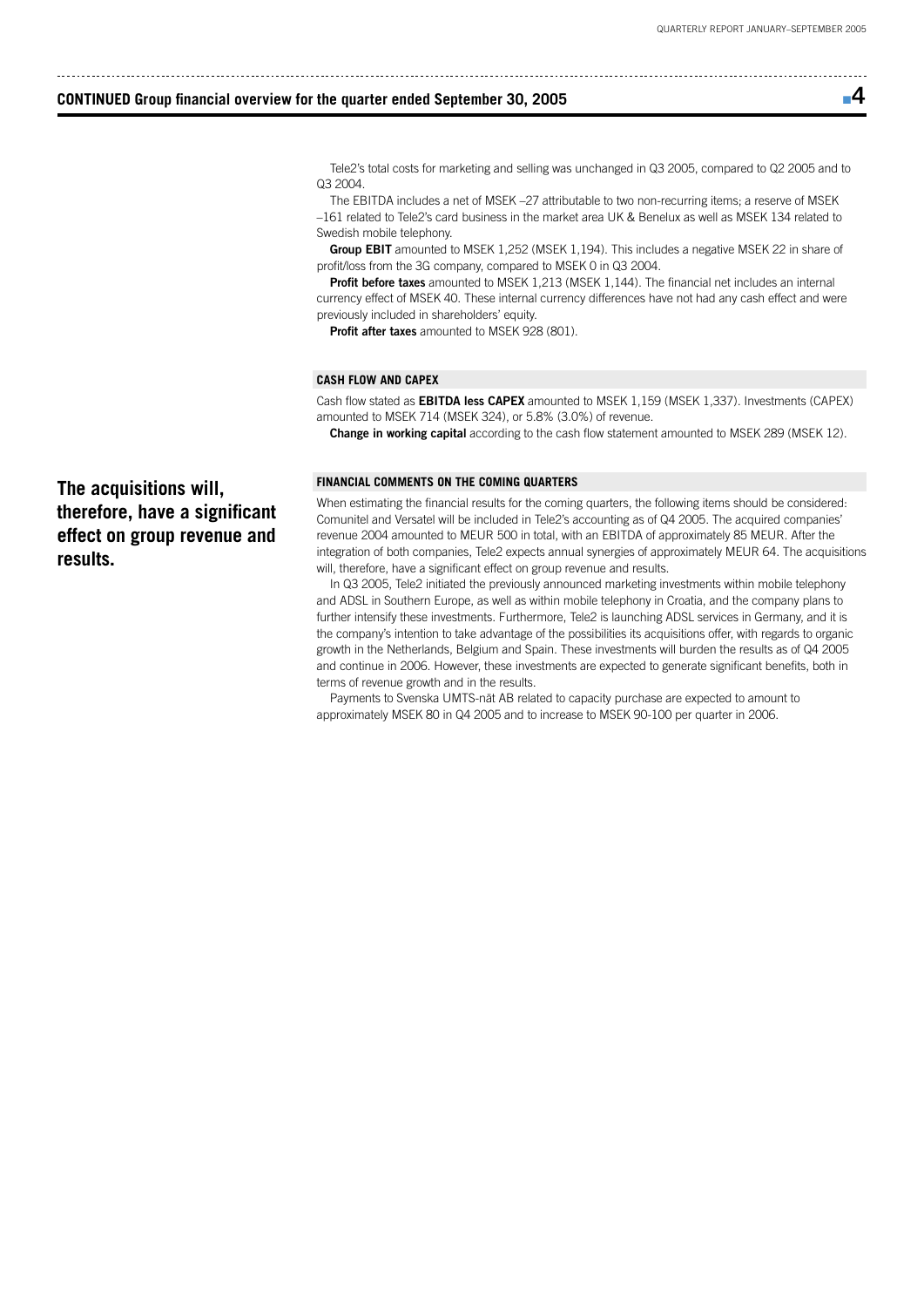## CONTINUED Group financial overview for the quarter ended September 30, 2005

Tele2's total costs for marketing and selling was unchanged in Q3 2005, compared to Q2 2005 and to Q3 2004.

The EBITDA includes a net of MSEK –27 attributable to two non-recurring items; a reserve of MSEK –161 related to Tele2's card business in the market area UK & Benelux as well as MSEK 134 related to Swedish mobile telephony.

**Group EBIT** amounted to MSEK 1,252 (MSEK 1,194). This includes a negative MSEK 22 in share of profit/loss from the 3G company, compared to MSEK 0 in Q3 2004.

**Profit before taxes** amounted to MSEK 1,213 (MSEK 1,144). The financial net includes an internal currency effect of MSEK 40. These internal currency differences have not had any cash effect and were previously included in shareholders' equity.

**Profit after taxes** amounted to MSEK 928 (801).

### CASH FLOW AND CAPEX

Cash flow stated as **EBITDA less CAPEX** amounted to MSEK 1,159 (MSEK 1,337). Investments (CAPEX) amounted to MSEK 714 (MSEK 324), or 5.8% (3.0%) of revenue.

**Change in working capital** according to the cash flow statement amounted to MSEK 289 (MSEK 12).

**The acquisitions will, therefore, have a significant effect on group revenue and results.**

### FINANCIAL COMMENTS ON THE COMING QUARTERS

When estimating the financial results for the coming quarters, the following items should be considered: Comunitel and Versatel will be included in Tele2's accounting as of Q4 2005. The acquired companies' revenue 2004 amounted to MEUR 500 in total, with an EBITDA of approximately 85 MEUR. After the integration of both companies, Tele2 expects annual synergies of approximately MEUR 64. The acquisitions will, therefore, have a significant effect on group revenue and results.

In Q3 2005, Tele2 initiated the previously announced marketing investments within mobile telephony and ADSL in Southern Europe, as well as within mobile telephony in Croatia, and the company plans to further intensify these investments. Furthermore, Tele2 is launching ADSL services in Germany, and it is the company's intention to take advantage of the possibilities its acquisitions offer, with regards to organic growth in the Netherlands, Belgium and Spain. These investments will burden the results as of Q4 2005 and continue in 2006. However, these investments are expected to generate significant benefits, both in terms of revenue growth and in the results.

Payments to Svenska UMTS-nät AB related to capacity purchase are expected to amount to approximately MSEK 80 in Q4 2005 and to increase to MSEK 90-100 per quarter in 2006.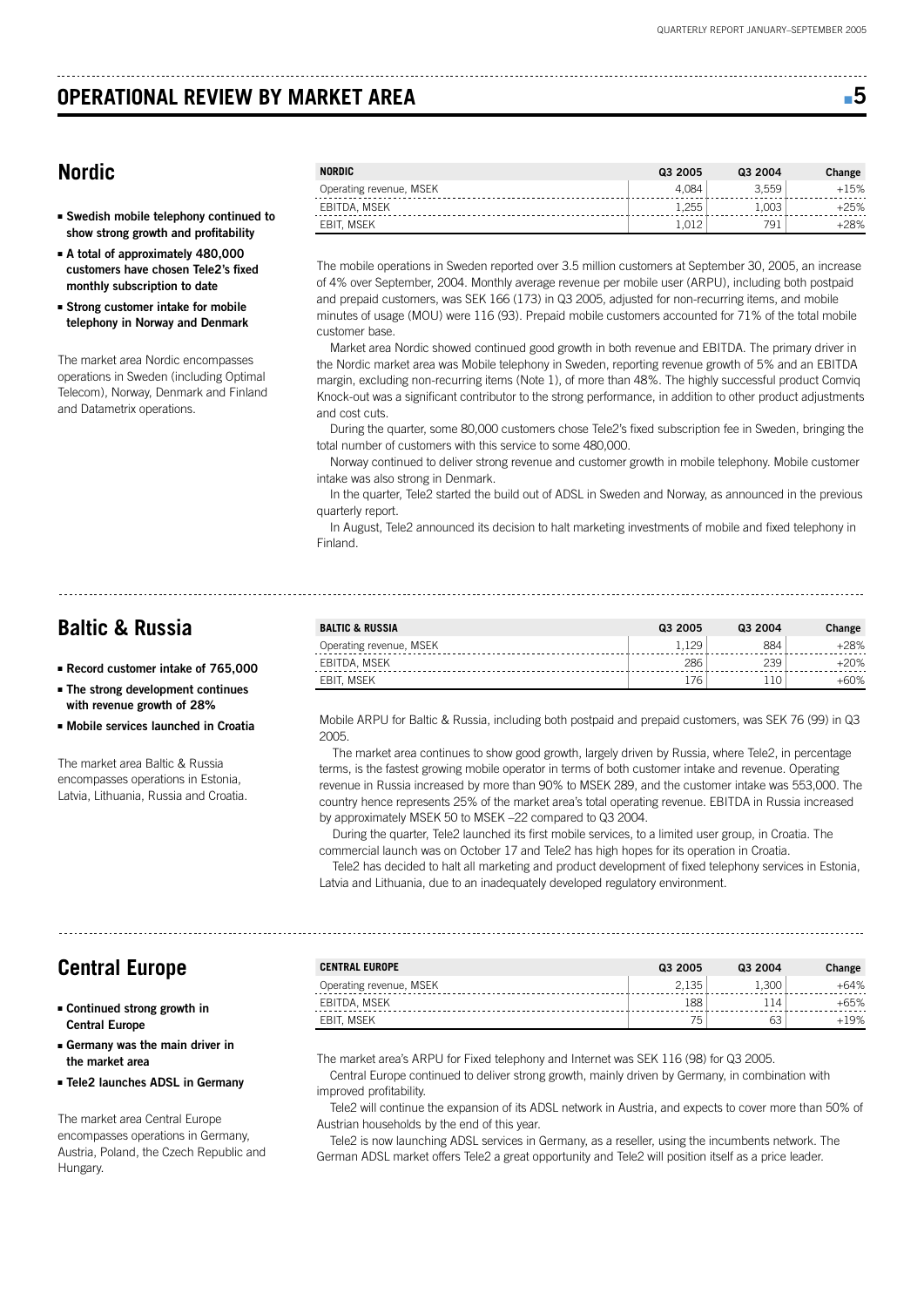# OPERATIONAL REVIEW BY MARKET AREA

## Nordic

- **Swedish mobile telephony continued to show strong growth and profitability**
- **A total of approximately 480,000 customers have chosen Tele2's fixed monthly subscription to date**
- **Strong customer intake for mobile telephony in Norway and Denmark**

The market area Nordic encompasses operations in Sweden (including Optimal Telecom), Norway, Denmark and Finland and Datametrix operations.

| NORDIC | Q3 2005 | Q3 2004 | Change |
|---|---|---|---|
| Operating revenue, MSEK | 4,084 | 3,559 | +15% |
| EBITDA, MSEK | 1,255 | 1,003 | +25% |
| EBIT, MSEK | 1,012 | 791 | +28% |

The mobile operations in Sweden reported over 3.5 million customers at September 30, 2005, an increase of 4% over September, 2004. Monthly average revenue per mobile user (ARPU), including both postpaid and prepaid customers, was SEK 166 (173) in Q3 2005, adjusted for non-recurring items, and mobile minutes of usage (MOU) were 116 (93). Prepaid mobile customers accounted for 71% of the total mobile customer base.

Market area Nordic showed continued good growth in both revenue and EBITDA. The primary driver in the Nordic market area was Mobile telephony in Sweden, reporting revenue growth of 5% and an EBITDA margin, excluding non-recurring items (Note 1), of more than 48%. The highly successful product Comviq Knock-out was a significant contributor to the strong performance, in addition to other product adjustments and cost cuts.

During the quarter, some 80,000 customers chose Tele2's fixed subscription fee in Sweden, bringing the total number of customers with this service to some 480,000.

Norway continued to deliver strong revenue and customer growth in mobile telephony. Mobile customer intake was also strong in Denmark.

In the quarter, Tele2 started the build out of ADSL in Sweden and Norway, as announced in the previous quarterly report.

In August, Tele2 announced its decision to halt marketing investments of mobile and fixed telephony in Finland.

## Baltic & Russia

- **Record customer intake of 765,000**
- **The strong development continues with revenue growth of 28%**
- **Mobile services launched in Croatia**

The market area Baltic & Russia encompasses operations in Estonia, Latvia, Lithuania, Russia and Croatia.

| BALTIC & RUSSIA | Q3 2005 | Q3 2004 | Change |
|---|---|---|---|
| Operating revenue, MSEK | 1,129 | 884 | +28% |
| EBITDA, MSEK | 286 | 239 | +20% |
| EBIT, MSEK | 176 | 110 | +60% |

Mobile ARPU for Baltic & Russia, including both postpaid and prepaid customers, was SEK 76 (99) in Q3 2005.

The market area continues to show good growth, largely driven by Russia, where Tele2, in percentage terms, is the fastest growing mobile operator in terms of both customer intake and revenue. Operating revenue in Russia increased by more than 90% to MSEK 289, and the customer intake was 553,000. The country hence represents 25% of the market area's total operating revenue. EBITDA in Russia increased by approximately MSEK 50 to MSEK –22 compared to Q3 2004.

During the quarter, Tele2 launched its first mobile services, to a limited user group, in Croatia. The commercial launch was on October 17 and Tele2 has high hopes for its operation in Croatia.

Tele2 has decided to halt all marketing and product development of fixed telephony services in Estonia, Latvia and Lithuania, due to an inadequately developed regulatory environment.

## Central Europe

- **Continued strong growth in Central Europe**
- **Germany was the main driver in the market area**
- **Tele2 launches ADSL in Germany**

The market area Central Europe encompasses operations in Germany, Austria, Poland, the Czech Republic and Hungary.

| CENTRAL EUROPE | Q3 2005 | Q3 2004 | Change |
|---|---|---|---|
| Operating revenue, MSEK | 2,135 | 1,300 | +64% |
| EBITDA, MSEK | 188 | 114 | +65% |
| EBIT, MSEK | 75 | 63 | +19% |

The market area's ARPU for Fixed telephony and Internet was SEK 116 (98) for Q3 2005.

Central Europe continued to deliver strong growth, mainly driven by Germany, in combination with improved profitability.

Tele2 will continue the expansion of its ADSL network in Austria, and expects to cover more than 50% of Austrian households by the end of this year.

Tele2 is now launching ADSL services in Germany, as a reseller, using the incumbents network. The German ADSL market offers Tele2 a great opportunity and Tele2 will position itself as a price leader.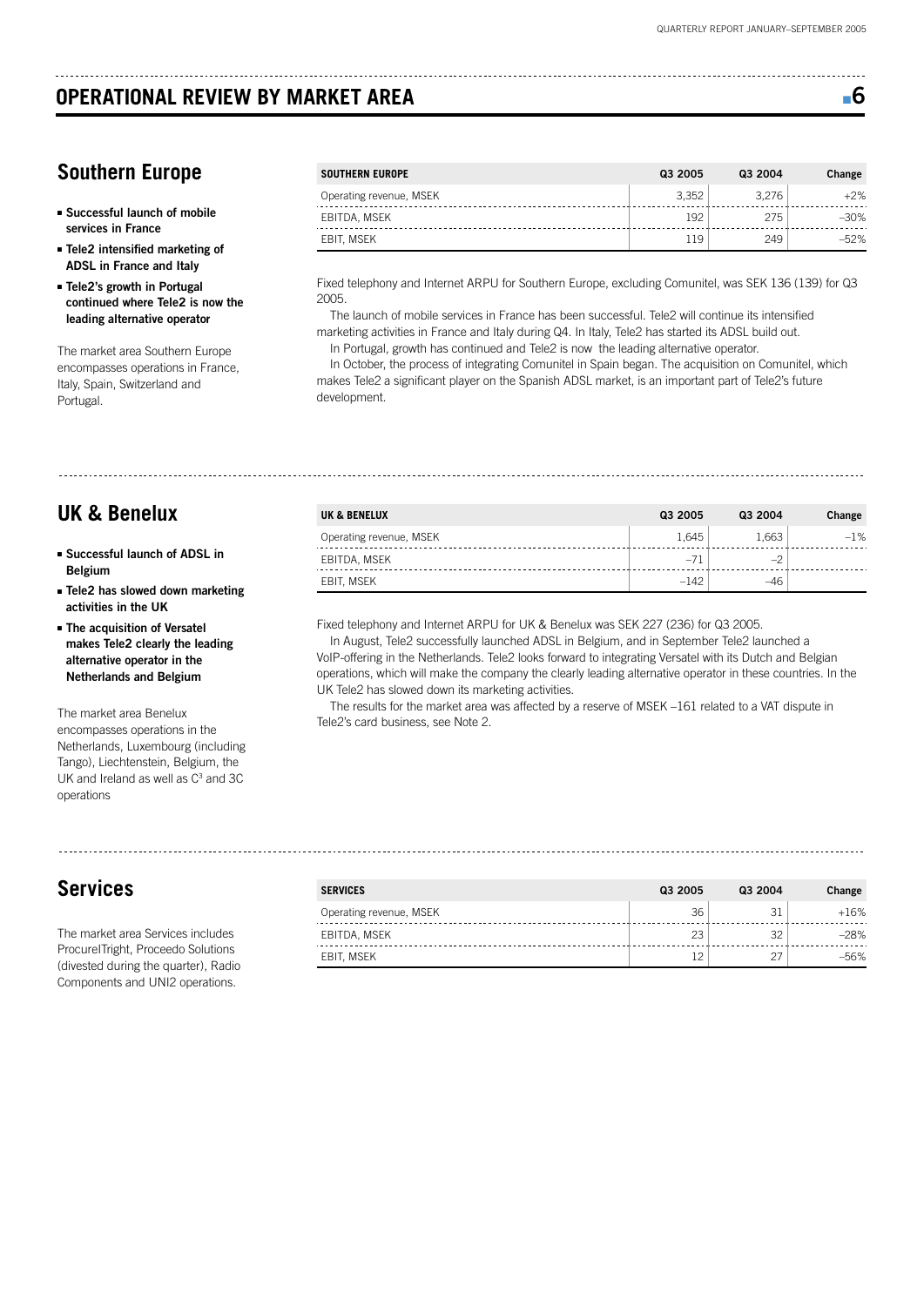# OPERATIONAL REVIEW BY MARKET AREA

## Southern Europe

- **Successful launch of mobile services in France**
- **Tele2 intensified marketing of ADSL in France and Italy**
- **Tele2's growth in Portugal continued where Tele2 is now the leading alternative operator**

The market area Southern Europe encompasses operations in France, Italy, Spain, Switzerland and Portugal.

| SOUTHERN EUROPE | Q3 2005 | Q3 2004 | Change |
|---|---|---|---|
| Operating revenue, MSEK | 3,352 | 3,276 | +2% |
| EBITDA, MSEK | 192 | 275 | –30% |
| EBIT, MSEK | 119 | 249 | –52% |

Fixed telephony and Internet ARPU for Southern Europe, excluding Comunitel, was SEK 136 (139) for Q3 2005.

The launch of mobile services in France has been successful. Tele2 will continue its intensified marketing activities in France and Italy during Q4. In Italy, Tele2 has started its ADSL build out.

In Portugal, growth has continued and Tele2 is now the leading alternative operator.

In October, the process of integrating Comunitel in Spain began. The acquisition on Comunitel, which makes Tele2 a significant player on the Spanish ADSL market, is an important part of Tele2's future development.

## UK & Benelux

- **Successful launch of ADSL in Belgium**
- **Tele2 has slowed down marketing activities in the UK**
- **The acquisition of Versatel makes Tele2 clearly the leading alternative operator in the Netherlands and Belgium**

The market area Benelux encompasses operations in the Netherlands, Luxembourg (including Tango), Liechtenstein, Belgium, the UK and Ireland as well as $C^3$ and 3C operations

| UK & BENELUX | Q3 2005 | Q3 2004 | Change |
|---|---|---|---|
| Operating revenue, MSEK | 1,645 | 1,663 | –1% |
| EBITDA, MSEK | –71 | –2 | |
| EBIT, MSEK | –142 | –46 | |

Fixed telephony and Internet ARPU for UK & Benelux was SEK 227 (236) for Q3 2005.

In August, Tele2 successfully launched ADSL in Belgium, and in September Tele2 launched a VoIP-offering in the Netherlands. Tele2 looks forward to integrating Versatel with its Dutch and Belgian operations, which will make the company the clearly leading alternative operator in these countries. In the UK Tele2 has slowed down its marketing activities.

The results for the market area was affected by a reserve of MSEK –161 related to a VAT dispute in Tele2's card business, see Note 2.

## Services

The market area Services includes ProcureITright, Proceedo Solutions (divested during the quarter), Radio Components and UNI2 operations.

| SERVICES | Q3 2005 | Q3 2004 | Change |
|---|---|---|---|
| Operating revenue, MSEK | 36 | 31 | +16% |
| EBITDA, MSEK | 23 | 32 | –28% |
| EBIT, MSEK | 12 | 27 | –56% |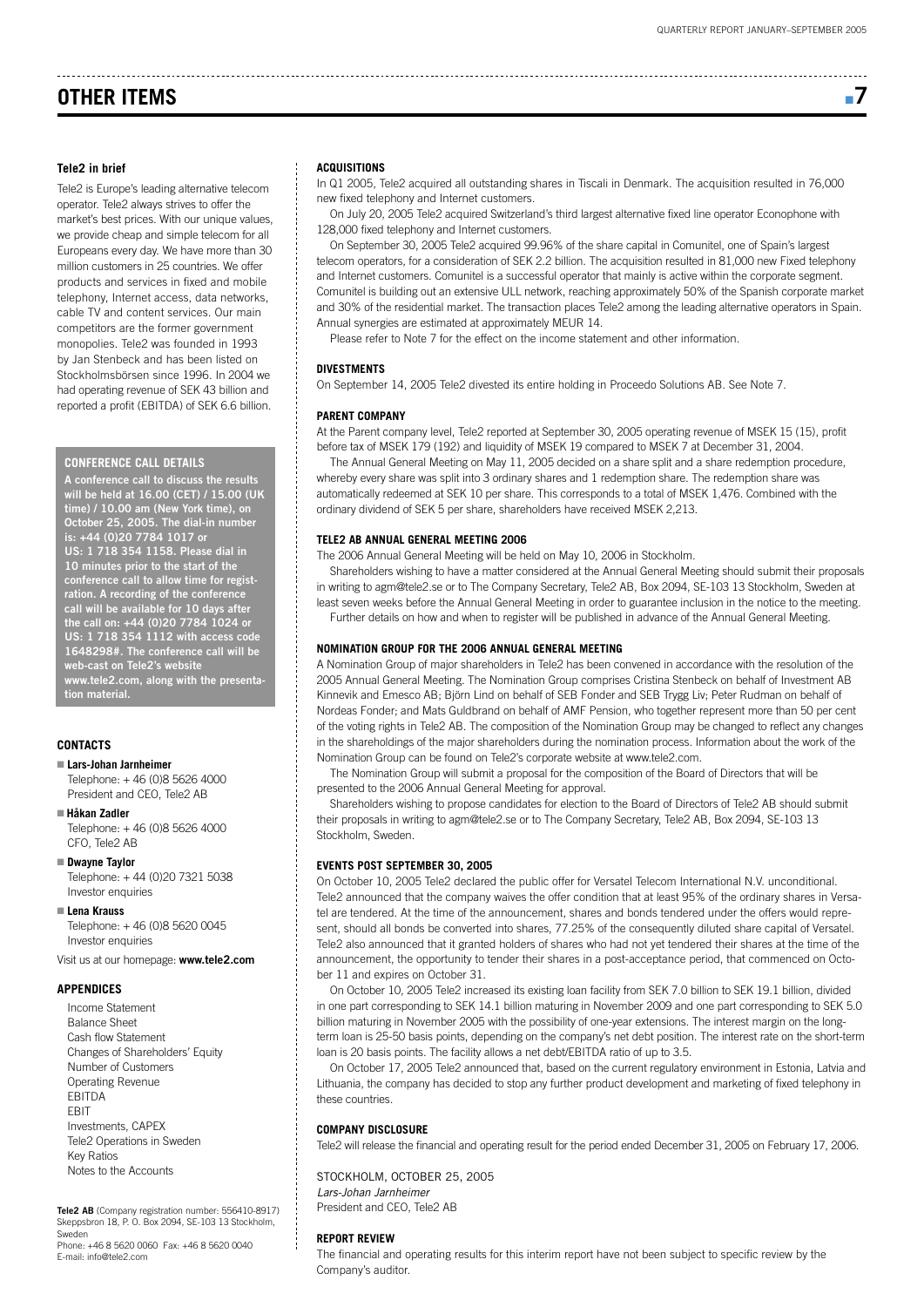# OTHER ITEMS

### Tele2 in brief

Tele2 is Europe's leading alternative telecom operator. Tele2 always strives to offer the market's best prices. With our unique values, we provide cheap and simple telecom for all Europeans every day. We have more than 30 million customers in 25 countries. We offer products and services in fixed and mobile telephony, Internet access, data networks, cable TV and content services. Our main competitors are the former government monopolies. Tele2 was founded in 1993 by Jan Stenbeck and has been listed on Stockholmsbörsen since 1996. In 2004 we had operating revenue of SEK 43 billion and reported a profit (EBITDA) of SEK 6.6 billion.

### CONFERENCE CALL DETAILS

**A conference call to discuss the results will be held at 16.00 (CET) / 15.00 (UK time) / 10.00 am (New York time), on October 25, 2005. The dial-in number is: +44 (0)20 7784 1017 or US: 1 718 354 1158. Please dial in 10 minutes prior to the start of the conference call to allow time for registration. A recording of the conference call will be available for 10 days after the call on: +44 (0)20 7784 1024 or US: 1 718 354 1112 with access code 1648298#. The conference call will be web-cast on Tele2's website www.tele2.com, along with the presentation material.**

### CONTACTS

- **Lars-Johan Jarnheimer**
  Telephone: + 46 (0)8 5626 4000
  President and CEO, Tele2 AB
- **Håkan Zadler**
  Telephone: + 46 (0)8 5626 4000
  CFO, Tele2 AB
- **Dwayne Taylor**
  Telephone: + 44 (0)20 7321 5038
  Investor enquiries
- **Lena Krauss**
  Telephone: + 46 (0)8 5620 0045
  Investor enquiries

Visit us at our homepage: **www.tele2.com**

### APPENDICES

Income Statement
Balance Sheet
Cash flow Statement
Changes of Shareholders' Equity
Number of Customers
Operating Revenue
EBITDA
EBIT
Investments, CAPEX
Tele2 Operations in Sweden
Key Ratios
Notes to the Accounts

**Tele2 AB** (Company registration number: 556410-8917)
Skeppsbron 18, P. O. Box 2094, SE-103 13 Stockholm, Sweden
Phone: +46 8 5620 0060 Fax: +46 8 5620 0040
E-mail: info@tele2.com

### ACQUISITIONS

In Q1 2005, Tele2 acquired all outstanding shares in Tiscali in Denmark. The acquisition resulted in 76,000 new fixed telephony and Internet customers.

On July 20, 2005 Tele2 acquired Switzerland's third largest alternative fixed line operator Econophone with 128,000 fixed telephony and Internet customers.

On September 30, 2005 Tele2 acquired 99.96% of the share capital in Comunitel, one of Spain's largest telecom operators, for a consideration of SEK 2.2 billion. The acquisition resulted in 81,000 new Fixed telephony and Internet customers. Comunitel is a successful operator that mainly is active within the corporate segment. Comunitel is building out an extensive ULL network, reaching approximately 50% of the Spanish corporate market and 30% of the residential market. The transaction places Tele2 among the leading alternative operators in Spain. Annual synergies are estimated at approximately MEUR 14.

Please refer to Note 7 for the effect on the income statement and other information.

### DIVESTMENTS

On September 14, 2005 Tele2 divested its entire holding in Proceedo Solutions AB. See Note 7.

### PARENT COMPANY

At the Parent company level, Tele2 reported at September 30, 2005 operating revenue of MSEK 15 (15), profit before tax of MSEK 179 (192) and liquidity of MSEK 19 compared to MSEK 7 at December 31, 2004.

The Annual General Meeting on May 11, 2005 decided on a share split and a share redemption procedure, whereby every share was split into 3 ordinary shares and 1 redemption share. The redemption share was automatically redeemed at SEK 10 per share. This corresponds to a total of MSEK 1,476. Combined with the ordinary dividend of SEK 5 per share, shareholders have received MSEK 2,213.

### TELE2 AB ANNUAL GENERAL MEETING 2006

The 2006 Annual General Meeting will be held on May 10, 2006 in Stockholm.

Shareholders wishing to have a matter considered at the Annual General Meeting should submit their proposals in writing to agm@tele2.se or to The Company Secretary, Tele2 AB, Box 2094, SE-103 13 Stockholm, Sweden at least seven weeks before the Annual General Meeting in order to guarantee inclusion in the notice to the meeting.

Further details on how and when to register will be published in advance of the Annual General Meeting.

### NOMINATION GROUP FOR THE 2006 ANNUAL GENERAL MEETING

A Nomination Group of major shareholders in Tele2 has been convened in accordance with the resolution of the 2005 Annual General Meeting. The Nomination Group comprises Cristina Stenbeck on behalf of Investment AB Kinnevik and Emesco AB; Björn Lind on behalf of SEB Fonder and SEB Trygg Liv; Peter Rudman on behalf of Nordeas Fonder; and Mats Guldbrand on behalf of AMF Pension, who together represent more than 50 per cent of the voting rights in Tele2 AB. The composition of the Nomination Group may be changed to reflect any changes in the shareholdings of the major shareholders during the nomination process. Information about the work of the Nomination Group can be found on Tele2's corporate website at www.tele2.com.

The Nomination Group will submit a proposal for the composition of the Board of Directors that will be presented to the 2006 Annual General Meeting for approval.

Shareholders wishing to propose candidates for election to the Board of Directors of Tele2 AB should submit their proposals in writing to agm@tele2.se or to The Company Secretary, Tele2 AB, Box 2094, SE-103 13 Stockholm, Sweden.

### EVENTS POST SEPTEMBER 30, 2005

On October 10, 2005 Tele2 declared the public offer for Versatel Telecom International N.V. unconditional. Tele2 announced that the company waives the offer condition that at least 95% of the ordinary shares in Versatel are tendered. At the time of the announcement, shares and bonds tendered under the offers would represent, should all bonds be converted into shares, 77.25% of the consequently diluted share capital of Versatel. Tele2 also announced that it granted holders of shares who had not yet tendered their shares at the time of the announcement, the opportunity to tender their shares in a post-acceptance period, that commenced on October 11 and expires on October 31.

On October 10, 2005 Tele2 increased its existing loan facility from SEK 7.0 billion to SEK 19.1 billion, divided in one part corresponding to SEK 14.1 billion maturing in November 2009 and one part corresponding to SEK 5.0 billion maturing in November 2005 with the possibility of one-year extensions. The interest margin on the long-term loan is 25-50 basis points, depending on the company's net debt position. The interest rate on the short-term loan is 20 basis points. The facility allows a net debt/EBITDA ratio of up to 3.5.

On October 17, 2005 Tele2 announced that, based on the current regulatory environment in Estonia, Latvia and Lithuania, the company has decided to stop any further product development and marketing of fixed telephony in these countries.

### COMPANY DISCLOSURE

Tele2 will release the financial and operating result for the period ended December 31, 2005 on February 17, 2006.

STOCKHOLM, OCTOBER 25, 2005
*Lars-Johan Jarnheimer*
President and CEO, Tele2 AB

### REPORT REVIEW

The financial and operating results for this interim report have not been subject to specific review by the Company's auditor.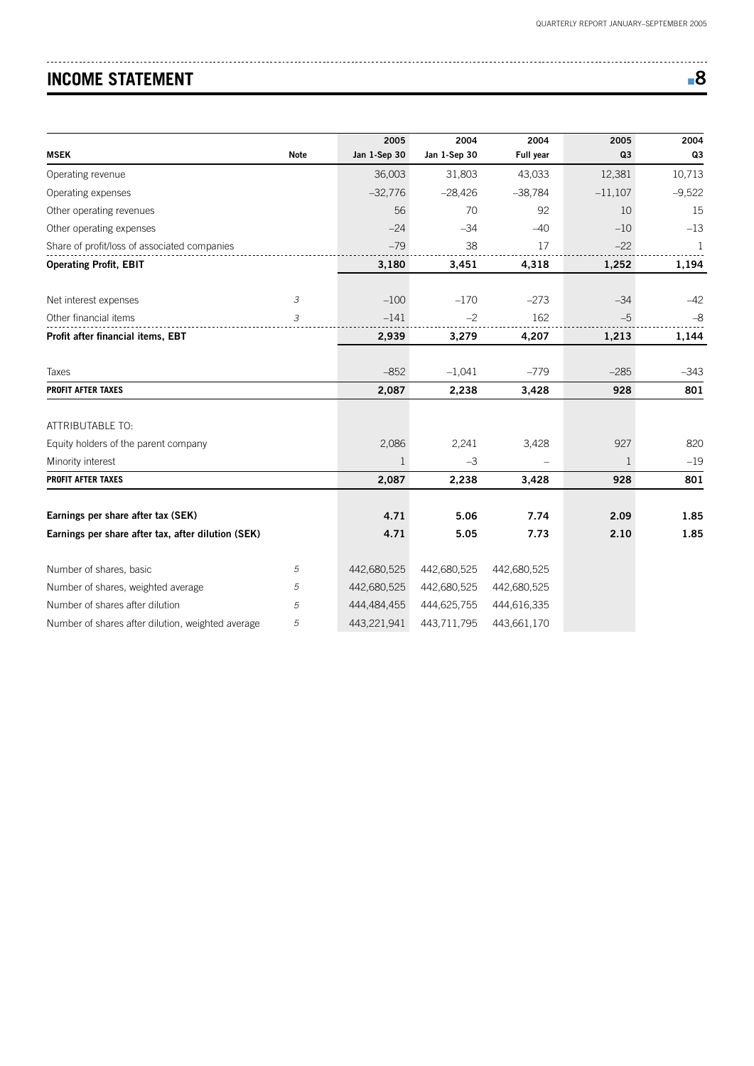# INCOME STATEMENT

| MSEK | Note | 2005 Jan 1-Sep 30 | 2004 Jan 1-Sep 30 | 2004 Full year | 2005 Q3 | 2004 Q3 |
|---|---|---|---|---|---|---|
| Operating revenue | | 36,003 | 31,803 | 43,033 | 12,381 | 10,713 |
| Operating expenses | | –32,776 | –28,426 | –38,784 | –11,107 | –9,522 |
| Other operating revenues | | 56 | 70 | 92 | 10 | 15 |
| Other operating expenses | | –24 | –34 | –40 | –10 | –13 |
| Share of profit/loss of associated companies | | –79 | 38 | 17 | –22 | 1 |
| **Operating Profit, EBIT** | | **3,180** | **3,451** | **4,318** | **1,252** | **1,194** |
| Net interest expenses | 3 | –100 | –170 | –273 | –34 | –42 |
| Other financial items | 3 | –141 | –2 | 162 | –5 | –8 |
| **Profit after financial items, EBT** | | **2,939** | **3,279** | **4,207** | **1,213** | **1,144** |
| Taxes | | –852 | –1,041 | –779 | –285 | –343 |
| **PROFIT AFTER TAXES** | | **2,087** | **2,238** | **3,428** | **928** | **801** |
| ATTRIBUTABLE TO: | | | | | | |
| Equity holders of the parent company | | 2,086 | 2,241 | 3,428 | 927 | 820 |
| Minority interest | | 1 | –3 | – | 1 | –19 |
| **PROFIT AFTER TAXES** | | **2,087** | **2,238** | **3,428** | **928** | **801** |
| **Earnings per share after tax (SEK)** | | **4.71** | **5.06** | **7.74** | **2.09** | **1.85** |
| **Earnings per share after tax, after dilution (SEK)** | | **4.71** | **5.05** | **7.73** | **2.10** | **1.85** |
| Number of shares, basic | 5 | 442,680,525 | 442,680,525 | 442,680,525 | | |
| Number of shares, weighted average | 5 | 442,680,525 | 442,680,525 | 442,680,525 | | |
| Number of shares after dilution | 5 | 444,484,455 | 444,625,755 | 444,616,335 | | |
| Number of shares after dilution, weighted average | 5 | 443,221,941 | 443,711,795 | 443,661,170 | | |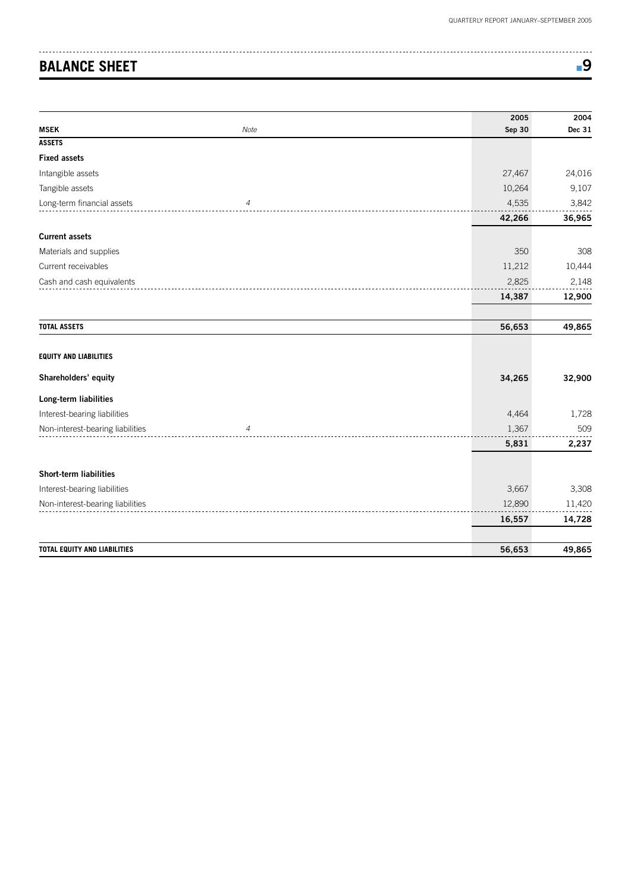## BALANCE SHEET

| MSEK | Note | 2005 Sep 30 | 2004 Dec 31 |
|---|---|---|---|
| **ASSETS** | | | |
| **Fixed assets** | | | |
| Intangible assets | | 27,467 | 24,016 |
| Tangible assets | | 10,264 | 9,107 |
| Long-term financial assets | *4* | 4,535 | 3,842 |
| | | **42,266** | **36,965** |
| **Current assets** | | | |
| Materials and supplies | | 350 | 308 |
| Current receivables | | 11,212 | 10,444 |
| Cash and cash equivalents | | 2,825 | 2,148 |
| | | **14,387** | **12,900** |
| **TOTAL ASSETS** | | **56,653** | **49,865** |
| **EQUITY AND LIABILITIES** | | | |
| **Shareholders' equity** | | **34,265** | **32,900** |
| **Long-term liabilities** | | | |
| Interest-bearing liabilities | | 4,464 | 1,728 |
| Non-interest-bearing liabilities | *4* | 1,367 | 509 |
| | | **5,831** | **2,237** |
| **Short-term liabilities** | | | |
| Interest-bearing liabilities | | 3,667 | 3,308 |
| Non-interest-bearing liabilities | | 12,890 | 11,420 |
| | | **16,557** | **14,728** |
| **TOTAL EQUITY AND LIABILITIES** | | **56,653** | **49,865** |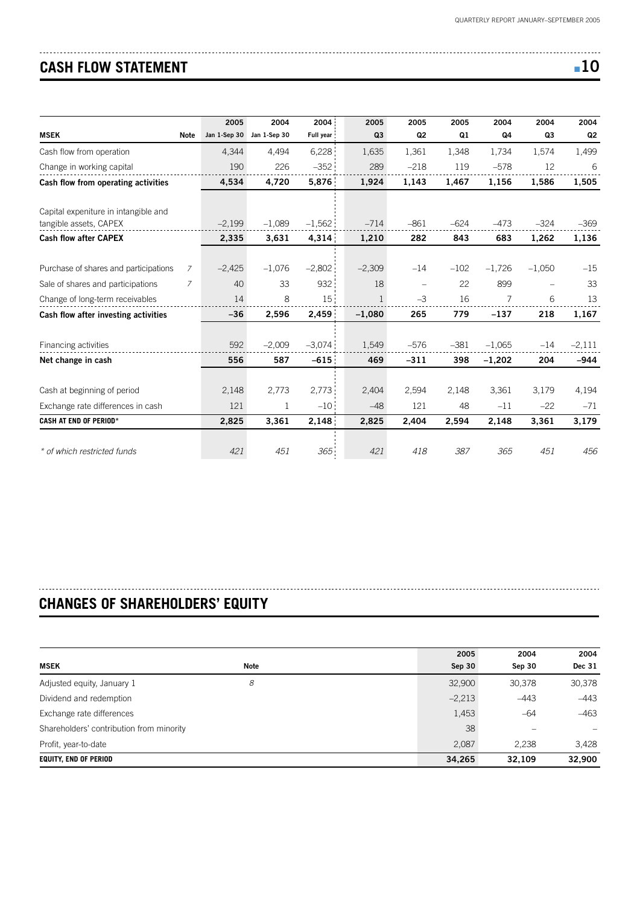## CASH FLOW STATEMENT

| MSEK | Note | 2005 Jan 1-Sep 30 | 2004 Jan 1-Sep 30 | 2004 Full year | 2005 Q3 | 2005 Q2 | 2005 Q1 | 2004 Q4 | 2004 Q3 | 2004 Q2 |
|---|---|---|---|---|---|---|---|---|---|---|
| Cash flow from operation | | 4,344 | 4,494 | 6,228 | 1,635 | 1,361 | 1,348 | 1,734 | 1,574 | 1,499 |
| Change in working capital | | 190 | 226 | –352 | 289 | –218 | 119 | –578 | 12 | 6 |
| **Cash flow from operating activities** | | **4,534** | **4,720** | **5,876** | **1,924** | **1,143** | **1,467** | **1,156** | **1,586** | **1,505** |
| Capital expeniture in intangible and tangible assets, CAPEX | | –2,199 | –1,089 | –1,562 | –714 | –861 | –624 | –473 | –324 | –369 |
| **Cash flow after CAPEX** | | **2,335** | **3,631** | **4,314** | **1,210** | **282** | **843** | **683** | **1,262** | **1,136** |
| Purchase of shares and participations | 7 | –2,425 | –1,076 | –2,802 | –2,309 | –14 | –102 | –1,726 | –1,050 | –15 |
| Sale of shares and participations | 7 | 40 | 33 | 932 | 18 | – | 22 | 899 | – | 33 |
| Change of long-term receivables | | 14 | 8 | 15 | 1 | –3 | 16 | 7 | 6 | 13 |
| **Cash flow after investing activities** | | **–36** | **2,596** | **2,459** | **–1,080** | **265** | **779** | **–137** | **218** | **1,167** |
| Financing activities | | 592 | –2,009 | –3,074 | 1,549 | –576 | –381 | –1,065 | –14 | –2,111 |
| **Net change in cash** | | **556** | **587** | **–615** | **469** | **–311** | **398** | **–1,202** | **204** | **–944** |
| Cash at beginning of period | | 2,148 | 2,773 | 2,773 | 2,404 | 2,594 | 2,148 | 3,361 | 3,179 | 4,194 |
| Exchange rate differences in cash | | 121 | 1 | –10 | –48 | 121 | 48 | –11 | –22 | –71 |
| **CASH AT END OF PERIOD*** | | **2,825** | **3,361** | **2,148** | **2,825** | **2,404** | **2,594** | **2,148** | **3,361** | **3,179** |
| *\* of which restricted funds* | | *421* | *451* | *365* | *421* | *418* | *387* | *365* | *451* | *456* |

## CHANGES OF SHAREHOLDERS' EQUITY

| MSEK | Note | 2005 Sep 30 | 2004 Sep 30 | 2004 Dec 31 |
|---|---|---|---|---|
| Adjusted equity, January 1 | 8 | 32,900 | 30,378 | 30,378 |
| Dividend and redemption | | –2,213 | –443 | –443 |
| Exchange rate differences | | 1,453 | –64 | –463 |
| Shareholders' contribution from minority | | 38 | – | – |
| Profit, year-to-date | | 2,087 | 2,238 | 3,428 |
| **EQUITY, END OF PERIOD** | | **34,265** | **32,109** | **32,900** |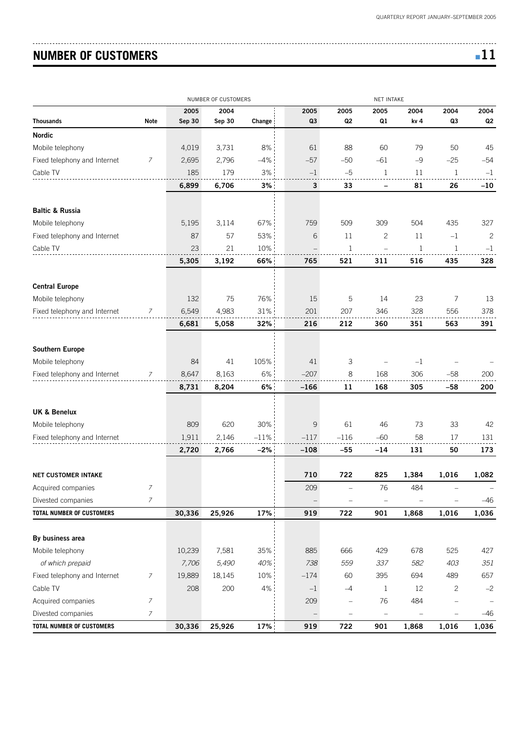## NUMBER OF CUSTOMERS

| | | NUMBER OF CUSTOMERS | | | NET INTAKE | | | | | |
|---|---|---|---|---|---|---|---|---|---|---|
| Thousands | Note | 2005 Sep 30 | 2004 Sep 30 | Change | 2005 Q3 | 2005 Q2 | 2005 Q1 | 2004 kv 4 | 2004 Q3 | 2004 Q2 |
| **Nordic** | | | | | | | | | | |
| Mobile telephony | | 4,019 | 3,731 | 8% | 61 | 88 | 60 | 79 | 50 | 45 |
| Fixed telephony and Internet | 7 | 2,695 | 2,796 | –4% | –57 | –50 | –61 | –9 | –25 | –54 |
| Cable TV | | 185 | 179 | 3% | –1 | –5 | 1 | 11 | 1 | –1 |
| | | **6,899** | **6,706** | **3%** | **3** | **33** | **–** | **81** | **26** | **–10** |
| **Baltic & Russia** | | | | | | | | | | |
| Mobile telephony | | 5,195 | 3,114 | 67% | 759 | 509 | 309 | 504 | 435 | 327 |
| Fixed telephony and Internet | | 87 | 57 | 53% | 6 | 11 | 2 | 11 | –1 | 2 |
| Cable TV | | 23 | 21 | 10% | – | 1 | – | 1 | 1 | –1 |
| | | **5,305** | **3,192** | **66%** | **765** | **521** | **311** | **516** | **435** | **328** |
| **Central Europe** | | | | | | | | | | |
| Mobile telephony | | 132 | 75 | 76% | 15 | 5 | 14 | 23 | 7 | 13 |
| Fixed telephony and Internet | 7 | 6,549 | 4,983 | 31% | 201 | 207 | 346 | 328 | 556 | 378 |
| | | **6,681** | **5,058** | **32%** | **216** | **212** | **360** | **351** | **563** | **391** |
| **Southern Europe** | | | | | | | | | | |
| Mobile telephony | | 84 | 41 | 105% | 41 | 3 | – | –1 | – | – |
| Fixed telephony and Internet | 7 | 8,647 | 8,163 | 6% | –207 | 8 | 168 | 306 | –58 | 200 |
| | | **8,731** | **8,204** | **6%** | **–166** | **11** | **168** | **305** | **–58** | **200** |
| **UK & Benelux** | | | | | | | | | | |
| Mobile telephony | | 809 | 620 | 30% | 9 | 61 | 46 | 73 | 33 | 42 |
| Fixed telephony and Internet | | 1,911 | 2,146 | –11% | –117 | –116 | –60 | 58 | 17 | 131 |
| | | **2,720** | **2,766** | **–2%** | **–108** | **–55** | **–14** | **131** | **50** | **173** |
| **NET CUSTOMER INTAKE** | | | | | **710** | **722** | **825** | **1,384** | **1,016** | **1,082** |
| Acquired companies | 7 | | | | 209 | – | 76 | 484 | – | – |
| Divested companies | 7 | | | | – | – | – | – | – | –46 |
| **TOTAL NUMBER OF CUSTOMERS** | | **30,336** | **25,926** | **17%** | **919** | **722** | **901** | **1,868** | **1,016** | **1,036** |
| **By business area** | | | | | | | | | | |
| Mobile telephony | | 10,239 | 7,581 | 35% | 885 | 666 | 429 | 678 | 525 | 427 |
| *of which prepaid* | | *7,706* | *5,490* | *40%* | *738* | *559* | *337* | *582* | *403* | *351* |
| Fixed telephony and Internet | 7 | 19,889 | 18,145 | 10% | –174 | 60 | 395 | 694 | 489 | 657 |
| Cable TV | | 208 | 200 | 4% | –1 | –4 | 1 | 12 | 2 | –2 |
| Acquired companies | 7 | | | | 209 | – | 76 | 484 | – | – |
| Divested companies | 7 | | | | – | – | – | – | – | –46 |
| **TOTAL NUMBER OF CUSTOMERS** | | **30,336** | **25,926** | **17%** | **919** | **722** | **901** | **1,868** | **1,016** | **1,036** |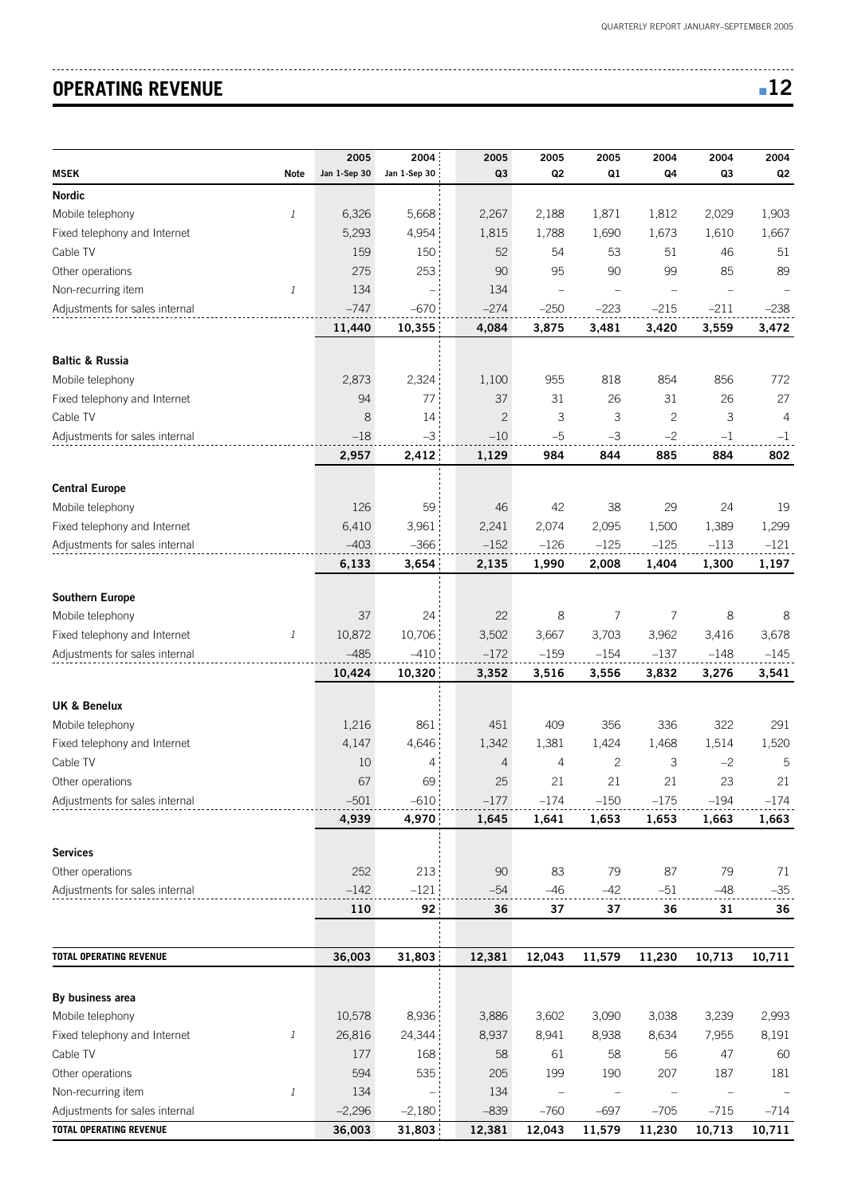# OPERATING REVENUE

| MSEK | Note | 2005 Jan 1-Sep 30 | 2004 Jan 1-Sep 30 | 2005 Q3 | 2005 Q2 | 2005 Q1 | 2004 Q4 | 2004 Q3 | 2004 Q2 |
|---|---|---|---|---|---|---|---|---|---|
| **Nordic** | | | | | | | | | |
| Mobile telephony | 1 | 6,326 | 5,668 | 2,267 | 2,188 | 1,871 | 1,812 | 2,029 | 1,903 |
| Fixed telephony and Internet | | 5,293 | 4,954 | 1,815 | 1,788 | 1,690 | 1,673 | 1,610 | 1,667 |
| Cable TV | | 159 | 150 | 52 | 54 | 53 | 51 | 46 | 51 |
| Other operations | | 275 | 253 | 90 | 95 | 90 | 99 | 85 | 89 |
| Non-recurring item | 1 | 134 | – | 134 | – | – | – | – | – |
| Adjustments for sales internal | | –747 | –670 | –274 | –250 | –223 | –215 | –211 | –238 |
| | | **11,440** | **10,355** | **4,084** | **3,875** | **3,481** | **3,420** | **3,559** | **3,472** |
| **Baltic & Russia** | | | | | | | | | |
| Mobile telephony | | 2,873 | 2,324 | 1,100 | 955 | 818 | 854 | 856 | 772 |
| Fixed telephony and Internet | | 94 | 77 | 37 | 31 | 26 | 31 | 26 | 27 |
| Cable TV | | 8 | 14 | 2 | 3 | 3 | 2 | 3 | 4 |
| Adjustments for sales internal | | –18 | –3 | –10 | –5 | –3 | –2 | –1 | –1 |
| | | **2,957** | **2,412** | **1,129** | **984** | **844** | **885** | **884** | **802** |
| **Central Europe** | | | | | | | | | |
| Mobile telephony | | 126 | 59 | 46 | 42 | 38 | 29 | 24 | 19 |
| Fixed telephony and Internet | | 6,410 | 3,961 | 2,241 | 2,074 | 2,095 | 1,500 | 1,389 | 1,299 |
| Adjustments for sales internal | | –403 | –366 | –152 | –126 | –125 | –125 | –113 | –121 |
| | | **6,133** | **3,654** | **2,135** | **1,990** | **2,008** | **1,404** | **1,300** | **1,197** |
| **Southern Europe** | | | | | | | | | |
| Mobile telephony | | 37 | 24 | 22 | 8 | 7 | 7 | 8 | 8 |
| Fixed telephony and Internet | 1 | 10,872 | 10,706 | 3,502 | 3,667 | 3,703 | 3,962 | 3,416 | 3,678 |
| Adjustments for sales internal | | –485 | –410 | –172 | –159 | –154 | –137 | –148 | –145 |
| | | **10,424** | **10,320** | **3,352** | **3,516** | **3,556** | **3,832** | **3,276** | **3,541** |
| **UK & Benelux** | | | | | | | | | |
| Mobile telephony | | 1,216 | 861 | 451 | 409 | 356 | 336 | 322 | 291 |
| Fixed telephony and Internet | | 4,147 | 4,646 | 1,342 | 1,381 | 1,424 | 1,468 | 1,514 | 1,520 |
| Cable TV | | 10 | 4 | 4 | 4 | 2 | 3 | –2 | 5 |
| Other operations | | 67 | 69 | 25 | 21 | 21 | 21 | 23 | 21 |
| Adjustments for sales internal | | –501 | –610 | –177 | –174 | –150 | –175 | –194 | –174 |
| | | **4,939** | **4,970** | **1,645** | **1,641** | **1,653** | **1,653** | **1,663** | **1,663** |
| **Services** | | | | | | | | | |
| Other operations | | 252 | 213 | 90 | 83 | 79 | 87 | 79 | 71 |
| Adjustments for sales internal | | –142 | –121 | –54 | –46 | –42 | –51 | –48 | –35 |
| | | **110** | **92** | **36** | **37** | **37** | **36** | **31** | **36** |
| **TOTAL OPERATING REVENUE** | | **36,003** | **31,803** | **12,381** | **12,043** | **11,579** | **11,230** | **10,713** | **10,711** |
| **By business area** | | | | | | | | | |
| Mobile telephony | | 10,578 | 8,936 | 3,886 | 3,602 | 3,090 | 3,038 | 3,239 | 2,993 |
| Fixed telephony and Internet | 1 | 26,816 | 24,344 | 8,937 | 8,941 | 8,938 | 8,634 | 7,955 | 8,191 |
| Cable TV | | 177 | 168 | 58 | 61 | 58 | 56 | 47 | 60 |
| Other operations | | 594 | 535 | 205 | 199 | 190 | 207 | 187 | 181 |
| Non-recurring item | 1 | 134 | – | 134 | – | – | – | – | – |
| Adjustments for sales internal | | –2,296 | –2,180 | –839 | –760 | –697 | –705 | –715 | –714 |
| **TOTAL OPERATING REVENUE** | | **36,003** | **31,803** | **12,381** | **12,043** | **11,579** | **11,230** | **10,713** | **10,711** |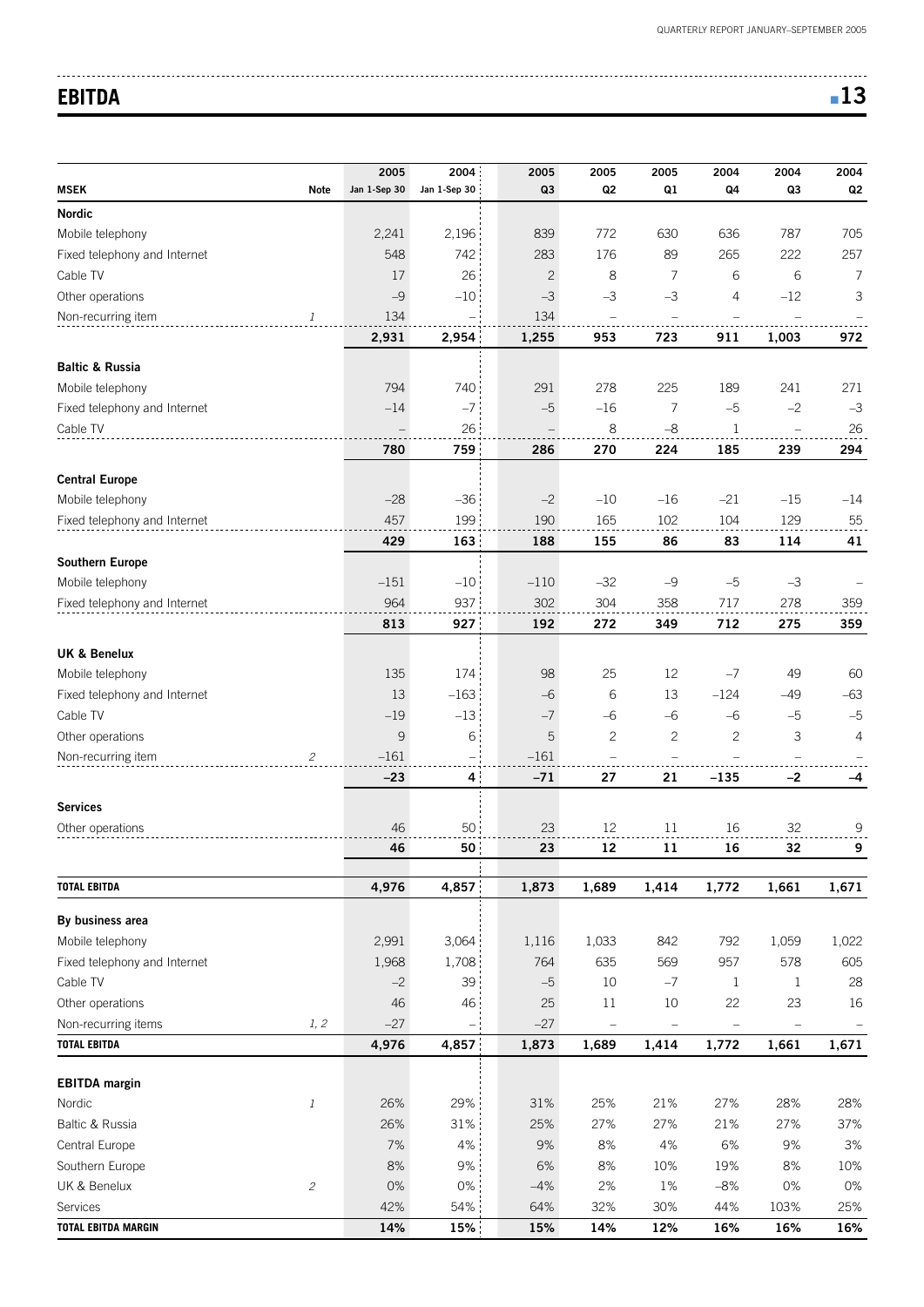## EBITDA

| MSEK | Note | 2005 Jan 1-Sep 30 | 2004 Jan 1-Sep 30 | 2005 Q3 | 2005 Q2 | 2005 Q1 | 2004 Q4 | 2004 Q3 | 2004 Q2 |
|---|---|---|---|---|---|---|---|---|---|
| **Nordic** | | | | | | | | | |
| Mobile telephony | | 2,241 | 2,196 | 839 | 772 | 630 | 636 | 787 | 705 |
| Fixed telephony and Internet | | 548 | 742 | 283 | 176 | 89 | 265 | 222 | 257 |
| Cable TV | | 17 | 26 | 2 | 8 | 7 | 6 | 6 | 7 |
| Other operations | | –9 | –10 | –3 | –3 | –3 | 4 | –12 | 3 |
| Non-recurring item | *1* | 134 | – | 134 | – | – | – | – | – |
| | | **2,931** | **2,954** | **1,255** | **953** | **723** | **911** | **1,003** | **972** |
| **Baltic & Russia** | | | | | | | | | |
| Mobile telephony | | 794 | 740 | 291 | 278 | 225 | 189 | 241 | 271 |
| Fixed telephony and Internet | | –14 | –7 | –5 | –16 | 7 | –5 | –2 | –3 |
| Cable TV | | – | 26 | – | 8 | –8 | 1 | – | 26 |
| | | **780** | **759** | **286** | **270** | **224** | **185** | **239** | **294** |
| **Central Europe** | | | | | | | | | |
| Mobile telephony | | –28 | –36 | –2 | –10 | –16 | –21 | –15 | –14 |
| Fixed telephony and Internet | | 457 | 199 | 190 | 165 | 102 | 104 | 129 | 55 |
| | | **429** | **163** | **188** | **155** | **86** | **83** | **114** | **41** |
| **Southern Europe** | | | | | | | | | |
| Mobile telephony | | –151 | –10 | –110 | –32 | –9 | –5 | –3 | – |
| Fixed telephony and Internet | | 964 | 937 | 302 | 304 | 358 | 717 | 278 | 359 |
| | | **813** | **927** | **192** | **272** | **349** | **712** | **275** | **359** |
| **UK & Benelux** | | | | | | | | | |
| Mobile telephony | | 135 | 174 | 98 | 25 | 12 | –7 | 49 | 60 |
| Fixed telephony and Internet | | 13 | –163 | –6 | 6 | 13 | –124 | –49 | –63 |
| Cable TV | | –19 | –13 | –7 | –6 | –6 | –6 | –5 | –5 |
| Other operations | | 9 | 6 | 5 | 2 | 2 | 2 | 3 | 4 |
| Non-recurring item | *2* | –161 | – | –161 | – | – | – | – | – |
| | | **–23** | **4** | **–71** | **27** | **21** | **–135** | **–2** | **–4** |
| **Services** | | | | | | | | | |
| Other operations | | 46 | 50 | 23 | 12 | 11 | 16 | 32 | 9 |
| | | **46** | **50** | **23** | **12** | **11** | **16** | **32** | **9** |
| **TOTAL EBITDA** | | **4,976** | **4,857** | **1,873** | **1,689** | **1,414** | **1,772** | **1,661** | **1,671** |
| **By business area** | | | | | | | | | |
| Mobile telephony | | 2,991 | 3,064 | 1,116 | 1,033 | 842 | 792 | 1,059 | 1,022 |
| Fixed telephony and Internet | | 1,968 | 1,708 | 764 | 635 | 569 | 957 | 578 | 605 |
| Cable TV | | –2 | 39 | –5 | 10 | –7 | 1 | 1 | 28 |
| Other operations | | 46 | 46 | 25 | 11 | 10 | 22 | 23 | 16 |
| Non-recurring items | *1, 2* | –27 | – | –27 | – | – | – | – | – |
| **TOTAL EBITDA** | | **4,976** | **4,857** | **1,873** | **1,689** | **1,414** | **1,772** | **1,661** | **1,671** |
| **EBITDA margin** | | | | | | | | | |
| Nordic | *1* | 26% | 29% | 31% | 25% | 21% | 27% | 28% | 28% |
| Baltic & Russia | | 26% | 31% | 25% | 27% | 27% | 21% | 27% | 37% |
| Central Europe | | 7% | 4% | 9% | 8% | 4% | 6% | 9% | 3% |
| Southern Europe | | 8% | 9% | 6% | 8% | 10% | 19% | 8% | 10% |
| UK & Benelux | *2* | 0% | 0% | –4% | 2% | 1% | –8% | 0% | 0% |
| Services | | 42% | 54% | 64% | 32% | 30% | 44% | 103% | 25% |
| **TOTAL EBITDA MARGIN** | | **14%** | **15%** | **15%** | **14%** | **12%** | **16%** | **16%** | **16%** |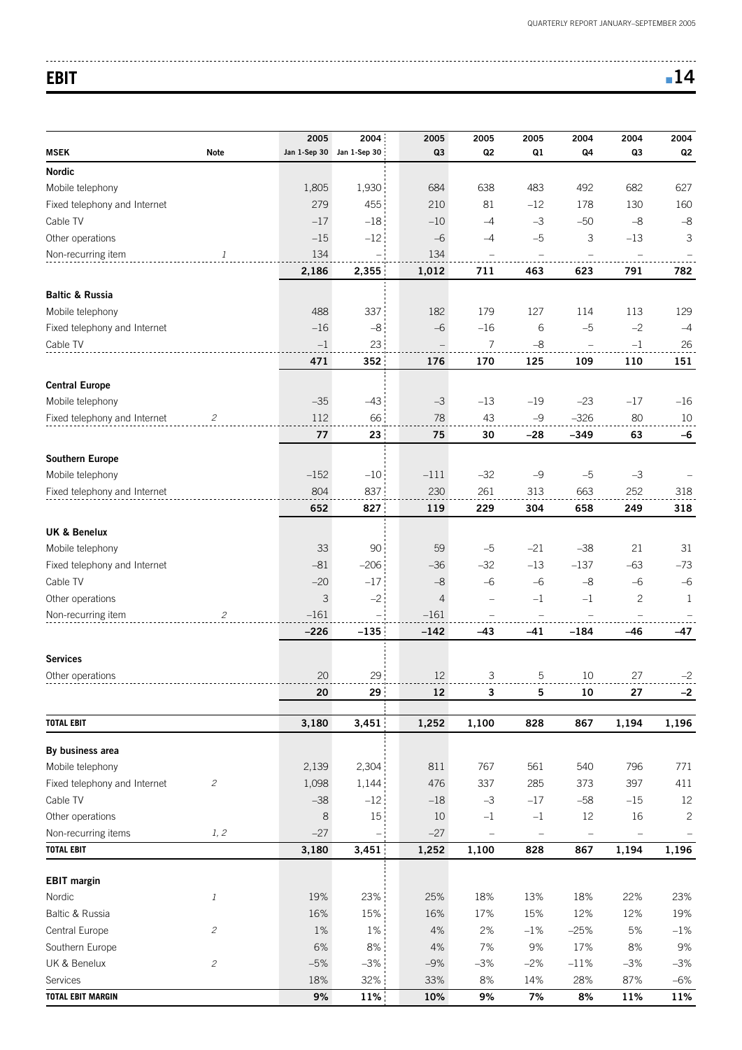## EBIT

| MSEK | Note | 2005 Jan 1-Sep 30 | 2004 Jan 1-Sep 30 | 2005 Q3 | 2005 Q2 | 2005 Q1 | 2004 Q4 | 2004 Q3 | 2004 Q2 |
|---|---|---|---|---|---|---|---|---|---|
| **Nordic** | | | | | | | | | |
| Mobile telephony | | 1,805 | 1,930 | 684 | 638 | 483 | 492 | 682 | 627 |
| Fixed telephony and Internet | | 279 | 455 | 210 | 81 | –12 | 178 | 130 | 160 |
| Cable TV | | –17 | –18 | –10 | –4 | –3 | –50 | –8 | –8 |
| Other operations | | –15 | –12 | –6 | –4 | –5 | 3 | –13 | 3 |
| Non-recurring item | 1 | 134 | – | 134 | – | – | – | – | – |
| | | **2,186** | **2,355** | **1,012** | **711** | **463** | **623** | **791** | **782** |
| **Baltic & Russia** | | | | | | | | | |
| Mobile telephony | | 488 | 337 | 182 | 179 | 127 | 114 | 113 | 129 |
| Fixed telephony and Internet | | –16 | –8 | –6 | –16 | 6 | –5 | –2 | –4 |
| Cable TV | | –1 | 23 | – | 7 | –8 | – | –1 | 26 |
| | | **471** | **352** | **176** | **170** | **125** | **109** | **110** | **151** |
| **Central Europe** | | | | | | | | | |
| Mobile telephony | | –35 | –43 | –3 | –13 | –19 | –23 | –17 | –16 |
| Fixed telephony and Internet | 2 | 112 | 66 | 78 | 43 | –9 | –326 | 80 | 10 |
| | | **77** | **23** | **75** | **30** | **–28** | **–349** | **63** | **–6** |
| **Southern Europe** | | | | | | | | | |
| Mobile telephony | | –152 | –10 | –111 | –32 | –9 | –5 | –3 | – |
| Fixed telephony and Internet | | 804 | 837 | 230 | 261 | 313 | 663 | 252 | 318 |
| | | **652** | **827** | **119** | **229** | **304** | **658** | **249** | **318** |
| **UK & Benelux** | | | | | | | | | |
| Mobile telephony | | 33 | 90 | 59 | –5 | –21 | –38 | 21 | 31 |
| Fixed telephony and Internet | | –81 | –206 | –36 | –32 | –13 | –137 | –63 | –73 |
| Cable TV | | –20 | –17 | –8 | –6 | –6 | –8 | –6 | –6 |
| Other operations | | 3 | –2 | 4 | – | –1 | –1 | 2 | 1 |
| Non-recurring item | 2 | –161 | – | –161 | – | – | – | – | – |
| | | **–226** | **–135** | **–142** | **–43** | **–41** | **–184** | **–46** | **–47** |
| **Services** | | | | | | | | | |
| Other operations | | 20 | 29 | 12 | 3 | 5 | 10 | 27 | –2 |
| | | **20** | **29** | **12** | **3** | **5** | **10** | **27** | **–2** |
| **TOTAL EBIT** | | **3,180** | **3,451** | **1,252** | **1,100** | **828** | **867** | **1,194** | **1,196** |
| **By business area** | | | | | | | | | |
| Mobile telephony | | 2,139 | 2,304 | 811 | 767 | 561 | 540 | 796 | 771 |
| Fixed telephony and Internet | 2 | 1,098 | 1,144 | 476 | 337 | 285 | 373 | 397 | 411 |
| Cable TV | | –38 | –12 | –18 | –3 | –17 | –58 | –15 | 12 |
| Other operations | | 8 | 15 | 10 | –1 | –1 | 12 | 16 | 2 |
| Non-recurring items | 1, 2 | –27 | – | –27 | – | – | – | – | – |
| **TOTAL EBIT** | | **3,180** | **3,451** | **1,252** | **1,100** | **828** | **867** | **1,194** | **1,196** |
| **EBIT margin** | | | | | | | | | |
| Nordic | 1 | 19% | 23% | 25% | 18% | 13% | 18% | 22% | 23% |
| Baltic & Russia | | 16% | 15% | 16% | 17% | 15% | 12% | 12% | 19% |
| Central Europe | 2 | 1% | 1% | 4% | 2% | –1% | –25% | 5% | –1% |
| Southern Europe | | 6% | 8% | 4% | 7% | 9% | 17% | 8% | 9% |
| UK & Benelux | 2 | –5% | –3% | –9% | –3% | –2% | –11% | –3% | –3% |
| Services | | 18% | 32% | 33% | 8% | 14% | 28% | 87% | –6% |
| **TOTAL EBIT MARGIN** | | **9%** | **11%** | **10%** | **9%** | **7%** | **8%** | **11%** | **11%** |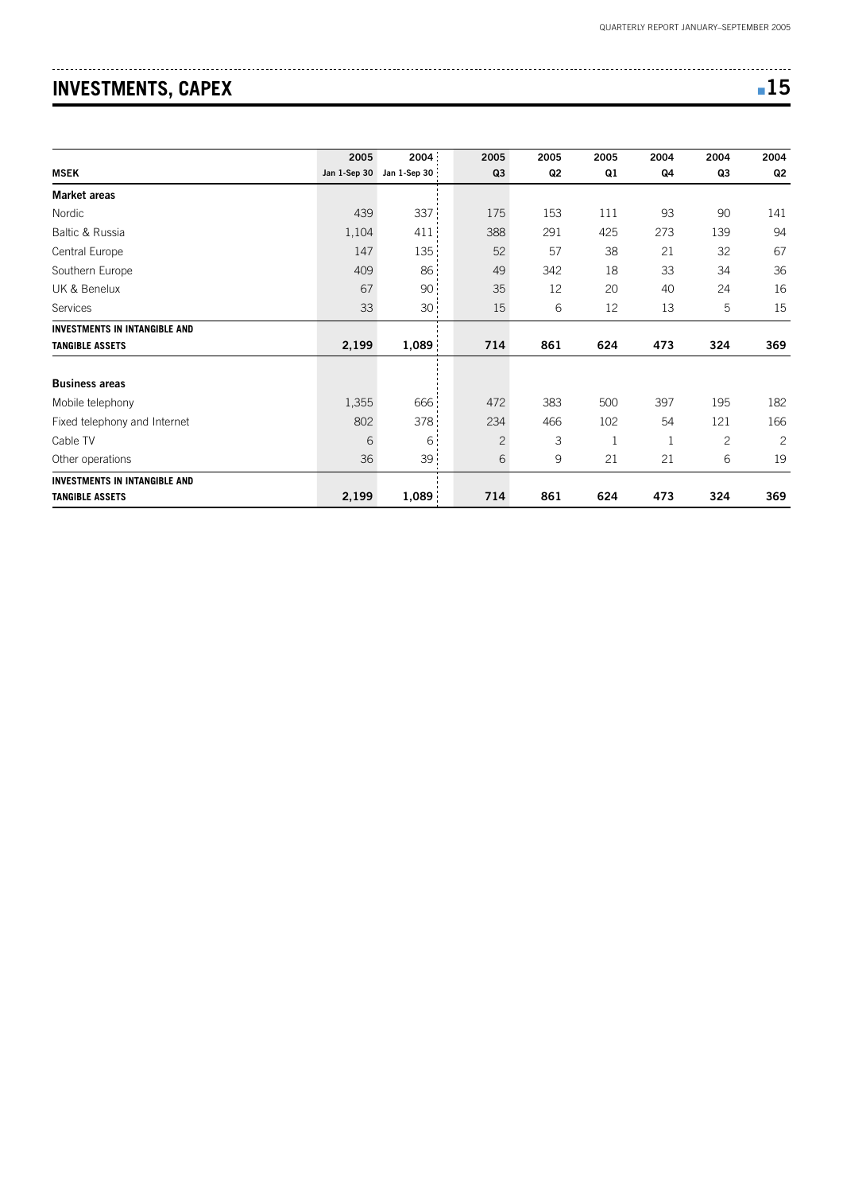# INVESTMENTS, CAPEX

| MSEK | 2005 Jan 1-Sep 30 | 2004 Jan 1-Sep 30 | 2005 Q3 | 2005 Q2 | 2005 Q1 | 2004 Q4 | 2004 Q3 | 2004 Q2 |
|---|---|---|---|---|---|---|---|---|
| **Market areas** | | | | | | | | |
| Nordic | 439 | 337 | 175 | 153 | 111 | 93 | 90 | 141 |
| Baltic & Russia | 1,104 | 411 | 388 | 291 | 425 | 273 | 139 | 94 |
| Central Europe | 147 | 135 | 52 | 57 | 38 | 21 | 32 | 67 |
| Southern Europe | 409 | 86 | 49 | 342 | 18 | 33 | 34 | 36 |
| UK & Benelux | 67 | 90 | 35 | 12 | 20 | 40 | 24 | 16 |
| Services | 33 | 30 | 15 | 6 | 12 | 13 | 5 | 15 |
| **INVESTMENTS IN INTANGIBLE AND TANGIBLE ASSETS** | **2,199** | **1,089** | **714** | **861** | **624** | **473** | **324** | **369** |
| **Business areas** | | | | | | | | |
| Mobile telephony | 1,355 | 666 | 472 | 383 | 500 | 397 | 195 | 182 |
| Fixed telephony and Internet | 802 | 378 | 234 | 466 | 102 | 54 | 121 | 166 |
| Cable TV | 6 | 6 | 2 | 3 | 1 | 1 | 2 | 2 |
| Other operations | 36 | 39 | 6 | 9 | 21 | 21 | 6 | 19 |
| **INVESTMENTS IN INTANGIBLE AND TANGIBLE ASSETS** | **2,199** | **1,089** | **714** | **861** | **624** | **473** | **324** | **369** |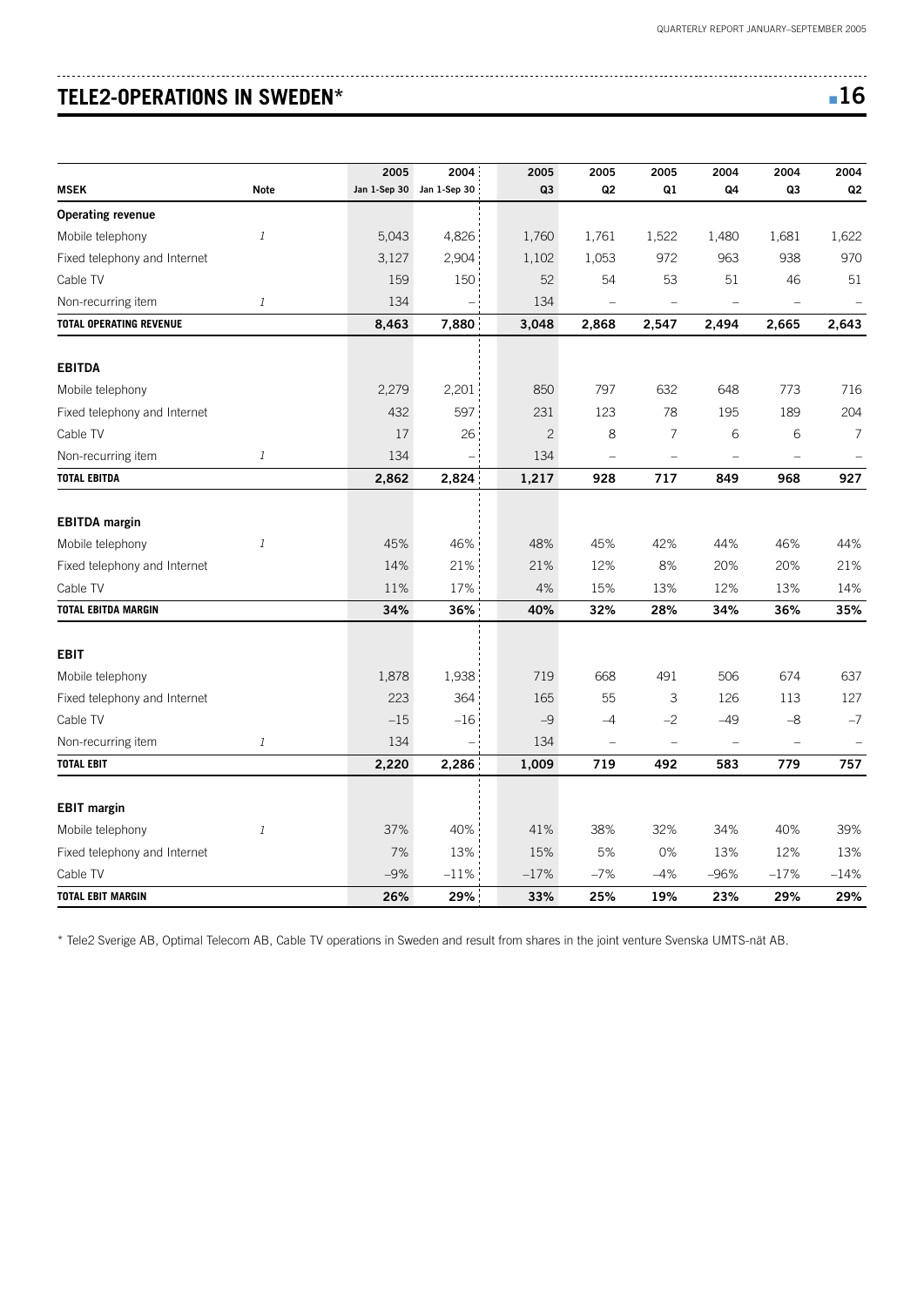# TELE2-OPERATIONS IN SWEDEN*

| MSEK | Note | 2005 Jan 1-Sep 30 | 2004 Jan 1-Sep 30 | 2005 Q3 | 2005 Q2 | 2005 Q1 | 2004 Q4 | 2004 Q3 | 2004 Q2 |
|---|---|---|---|---|---|---|---|---|---|
| **Operating revenue** | | | | | | | | | |
| Mobile telephony | 1 | 5,043 | 4,826 | 1,760 | 1,761 | 1,522 | 1,480 | 1,681 | 1,622 |
| Fixed telephony and Internet | | 3,127 | 2,904 | 1,102 | 1,053 | 972 | 963 | 938 | 970 |
| Cable TV | | 159 | 150 | 52 | 54 | 53 | 51 | 46 | 51 |
| Non-recurring item | 1 | 134 | – | 134 | – | – | – | – | – |
| **TOTAL OPERATING REVENUE** | | **8,463** | **7,880** | **3,048** | **2,868** | **2,547** | **2,494** | **2,665** | **2,643** |
| **EBITDA** | | | | | | | | | |
| Mobile telephony | | 2,279 | 2,201 | 850 | 797 | 632 | 648 | 773 | 716 |
| Fixed telephony and Internet | | 432 | 597 | 231 | 123 | 78 | 195 | 189 | 204 |
| Cable TV | | 17 | 26 | 2 | 8 | 7 | 6 | 6 | 7 |
| Non-recurring item | 1 | 134 | – | 134 | – | – | – | – | – |
| **TOTAL EBITDA** | | **2,862** | **2,824** | **1,217** | **928** | **717** | **849** | **968** | **927** |
| **EBITDA margin** | | | | | | | | | |
| Mobile telephony | 1 | 45% | 46% | 48% | 45% | 42% | 44% | 46% | 44% |
| Fixed telephony and Internet | | 14% | 21% | 21% | 12% | 8% | 20% | 20% | 21% |
| Cable TV | | 11% | 17% | 4% | 15% | 13% | 12% | 13% | 14% |
| **TOTAL EBITDA MARGIN** | | **34%** | **36%** | **40%** | **32%** | **28%** | **34%** | **36%** | **35%** |
| **EBIT** | | | | | | | | | |
| Mobile telephony | | 1,878 | 1,938 | 719 | 668 | 491 | 506 | 674 | 637 |
| Fixed telephony and Internet | | 223 | 364 | 165 | 55 | 3 | 126 | 113 | 127 |
| Cable TV | | –15 | –16 | –9 | –4 | –2 | –49 | –8 | –7 |
| Non-recurring item | 1 | 134 | – | 134 | – | – | – | – | – |
| **TOTAL EBIT** | | **2,220** | **2,286** | **1,009** | **719** | **492** | **583** | **779** | **757** |
| **EBIT margin** | | | | | | | | | |
| Mobile telephony | 1 | 37% | 40% | 41% | 38% | 32% | 34% | 40% | 39% |
| Fixed telephony and Internet | | 7% | 13% | 15% | 5% | 0% | 13% | 12% | 13% |
| Cable TV | | –9% | –11% | –17% | –7% | –4% | –96% | –17% | –14% |
| **TOTAL EBIT MARGIN** | | **26%** | **29%** | **33%** | **25%** | **19%** | **23%** | **29%** | **29%** |

* Tele2 Sverige AB, Optimal Telecom AB, Cable TV operations in Sweden and result from shares in the joint venture Svenska UMTS-nät AB.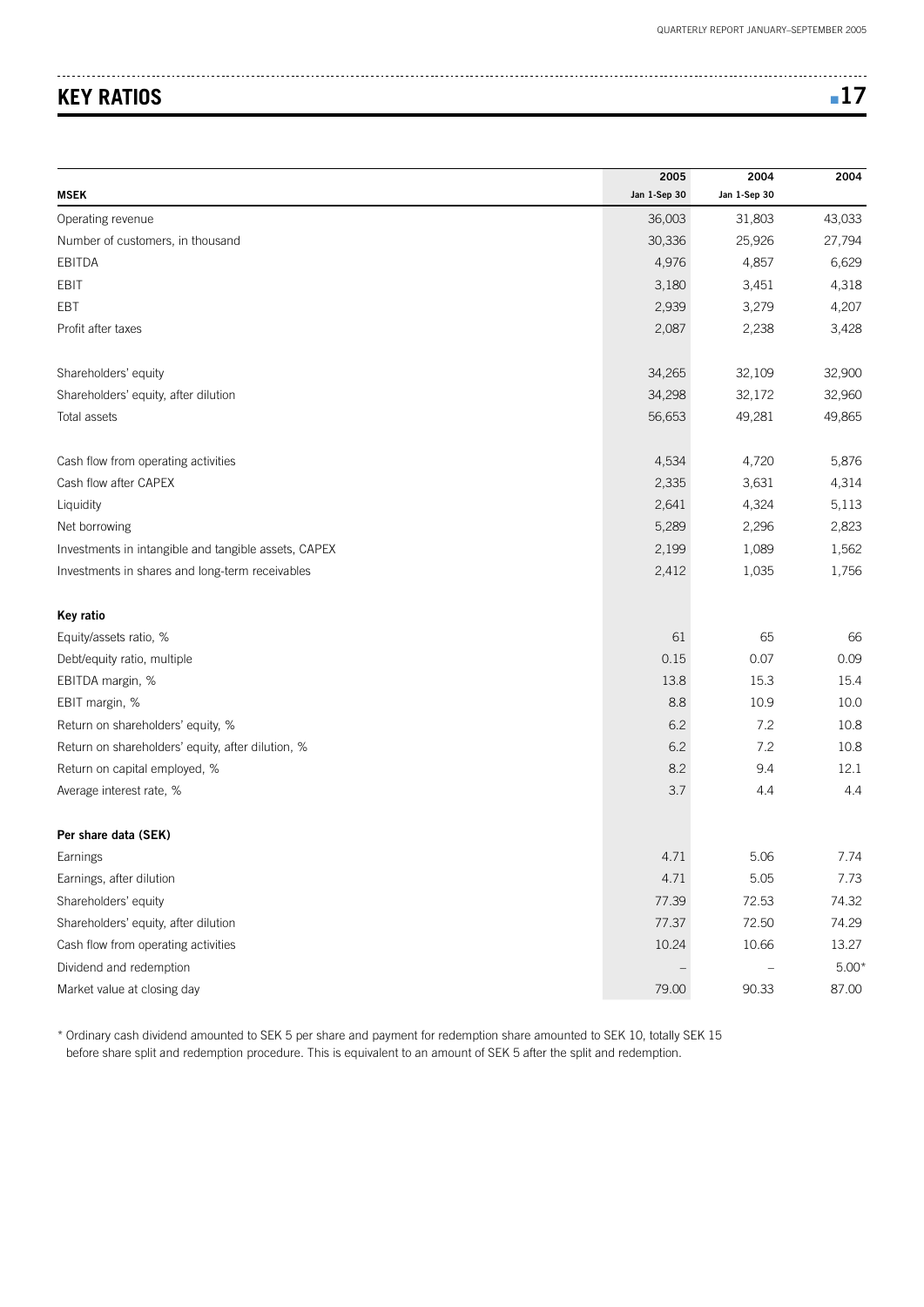## KEY RATIOS

| MSEK | 2005 Jan 1-Sep 30 | 2004 Jan 1-Sep 30 | 2004 |
|---|---|---|---|
| Operating revenue | 36,003 | 31,803 | 43,033 |
| Number of customers, in thousand | 30,336 | 25,926 | 27,794 |
| EBITDA | 4,976 | 4,857 | 6,629 |
| EBIT | 3,180 | 3,451 | 4,318 |
| EBT | 2,939 | 3,279 | 4,207 |
| Profit after taxes | 2,087 | 2,238 | 3,428 |
| | | | |
| Shareholders' equity | 34,265 | 32,109 | 32,900 |
| Shareholders' equity, after dilution | 34,298 | 32,172 | 32,960 |
| Total assets | 56,653 | 49,281 | 49,865 |
| | | | |
| Cash flow from operating activities | 4,534 | 4,720 | 5,876 |
| Cash flow after CAPEX | 2,335 | 3,631 | 4,314 |
| Liquidity | 2,641 | 4,324 | 5,113 |
| Net borrowing | 5,289 | 2,296 | 2,823 |
| Investments in intangible and tangible assets, CAPEX | 2,199 | 1,089 | 1,562 |
| Investments in shares and long-term receivables | 2,412 | 1,035 | 1,756 |
| | | | |
| **Key ratio** | | | |
| Equity/assets ratio, % | 61 | 65 | 66 |
| Debt/equity ratio, multiple | 0.15 | 0.07 | 0.09 |
| EBITDA margin, % | 13.8 | 15.3 | 15.4 |
| EBIT margin, % | 8.8 | 10.9 | 10.0 |
| Return on shareholders' equity, % | 6.2 | 7.2 | 10.8 |
| Return on shareholders' equity, after dilution, % | 6.2 | 7.2 | 10.8 |
| Return on capital employed, % | 8.2 | 9.4 | 12.1 |
| Average interest rate, % | 3.7 | 4.4 | 4.4 |
| | | | |
| **Per share data (SEK)** | | | |
| Earnings | 4.71 | 5.06 | 7.74 |
| Earnings, after dilution | 4.71 | 5.05 | 7.73 |
| Shareholders' equity | 77.39 | 72.53 | 74.32 |
| Shareholders' equity, after dilution | 77.37 | 72.50 | 74.29 |
| Cash flow from operating activities | 10.24 | 10.66 | 13.27 |
| Dividend and redemption | – | – | 5.00* |
| Market value at closing day | 79.00 | 90.33 | 87.00 |

\* Ordinary cash dividend amounted to SEK 5 per share and payment for redemption share amounted to SEK 10, totally SEK 15 before share split and redemption procedure. This is equivalent to an amount of SEK 5 after the split and redemption.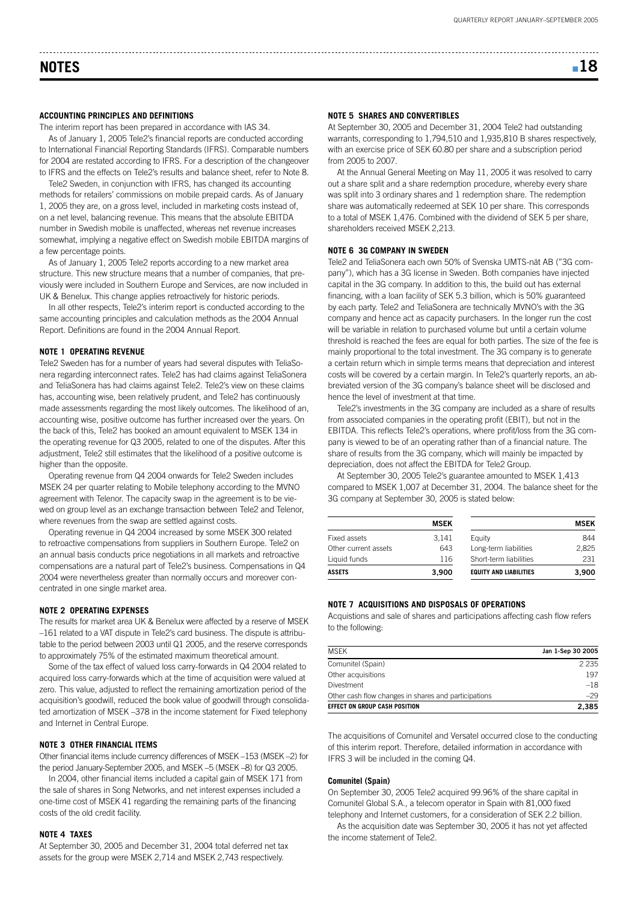# NOTES

### ACCOUNTING PRINCIPLES AND DEFINITIONS

The interim report has been prepared in accordance with IAS 34.

As of January 1, 2005 Tele2's financial reports are conducted according to International Financial Reporting Standards (IFRS). Comparable numbers for 2004 are restated according to IFRS. For a description of the changeover to IFRS and the effects on Tele2's results and balance sheet, refer to Note 8.

Tele2 Sweden, in conjunction with IFRS, has changed its accounting methods for retailers' commissions on mobile prepaid cards. As of January 1, 2005 they are, on a gross level, included in marketing costs instead of, on a net level, balancing revenue. This means that the absolute EBITDA number in Swedish mobile is unaffected, whereas net revenue increases somewhat, implying a negative effect on Swedish mobile EBITDA margins of a few percentage points.

As of January 1, 2005 Tele2 reports according to a new market area structure. This new structure means that a number of companies, that previously were included in Southern Europe and Services, are now included in UK & Benelux. This change applies retroactively for historic periods.

In all other respects, Tele2's interim report is conducted according to the same accounting principles and calculation methods as the 2004 Annual Report. Definitions are found in the 2004 Annual Report.

### NOTE 1 OPERATING REVENUE

Tele2 Sweden has for a number of years had several disputes with TeliaSonera regarding interconnect rates. Tele2 has had claims against TeliaSonera and TeliaSonera has had claims against Tele2. Tele2's view on these claims has, accounting wise, been relatively prudent, and Tele2 has continuously made assessments regarding the most likely outcomes. The likelihood of an, accounting wise, positive outcome has further increased over the years. On the back of this, Tele2 has booked an amount equivalent to MSEK 134 in the operating revenue for Q3 2005, related to one of the disputes. After this adjustment, Tele2 still estimates that the likelihood of a positive outcome is higher than the opposite.

Operating revenue from Q4 2004 onwards for Tele2 Sweden includes MSEK 24 per quarter relating to Mobile telephony according to the MVNO agreement with Telenor. The capacity swap in the agreement is to be viewed on group level as an exchange transaction between Tele2 and Telenor, where revenues from the swap are settled against costs.

Operating revenue in Q4 2004 increased by some MSEK 300 related to retroactive compensations from suppliers in Southern Europe. Tele2 on an annual basis conducts price negotiations in all markets and retroactive compensations are a natural part of Tele2's business. Compensations in Q4 2004 were nevertheless greater than normally occurs and moreover concentrated in one single market area.

### NOTE 2 OPERATING EXPENSES

The results for market area UK & Benelux were affected by a reserve of MSEK –161 related to a VAT dispute in Tele2's card business. The dispute is attributable to the period between 2003 until Q1 2005, and the reserve corresponds to approximately 75% of the estimated maximum theoretical amount.

Some of the tax effect of valued loss carry-forwards in Q4 2004 related to acquired loss carry-forwards which at the time of acquisition were valued at zero. This value, adjusted to reflect the remaining amortization period of the acquisition's goodwill, reduced the book value of goodwill through consolidated amortization of MSEK –378 in the income statement for Fixed telephony and Internet in Central Europe.

### NOTE 3 OTHER FINANCIAL ITEMS

Other financial items include currency differences of MSEK –153 (MSEK –2) for the period January-September 2005, and MSEK –5 (MSEK –8) for Q3 2005.

In 2004, other financial items included a capital gain of MSEK 171 from the sale of shares in Song Networks, and net interest expenses included a one-time cost of MSEK 41 regarding the remaining parts of the financing costs of the old credit facility.

### NOTE 4 TAXES

At September 30, 2005 and December 31, 2004 total deferred net tax assets for the group were MSEK 2,714 and MSEK 2,743 respectively.

### NOTE 5 SHARES AND CONVERTIBLES

At September 30, 2005 and December 31, 2004 Tele2 had outstanding warrants, corresponding to 1,794,510 and 1,935,810 B shares respectively, with an exercise price of SEK 60.80 per share and a subscription period from 2005 to 2007.

At the Annual General Meeting on May 11, 2005 it was resolved to carry out a share split and a share redemption procedure, whereby every share was split into 3 ordinary shares and 1 redemption share. The redemption share was automatically redeemed at SEK 10 per share. This corresponds to a total of MSEK 1,476. Combined with the dividend of SEK 5 per share, shareholders received MSEK 2,213.

### NOTE 6 3G COMPANY IN SWEDEN

Tele2 and TeliaSonera each own 50% of Svenska UMTS-nät AB ("3G company"), which has a 3G license in Sweden. Both companies have injected capital in the 3G company. In addition to this, the build out has external financing, with a loan facility of SEK 5.3 billion, which is 50% guaranteed by each party. Tele2 and TeliaSonera are technically MVNO's with the 3G company and hence act as capacity purchasers. In the longer run the cost will be variable in relation to purchased volume but until a certain volume threshold is reached the fees are equal for both parties. The size of the fee is mainly proportional to the total investment. The 3G company is to generate a certain return which in simple terms means that depreciation and interest costs will be covered by a certain margin. In Tele2's quarterly reports, an abbreviated version of the 3G company's balance sheet will be disclosed and hence the level of investment at that time.

Tele2's investments in the 3G company are included as a share of results from associated companies in the operating profit (EBIT), but not in the EBITDA. This reflects Tele2's operations, where profit/loss from the 3G company is viewed to be of an operating rather than of a financial nature. The share of results from the 3G company, which will mainly be impacted by depreciation, does not affect the EBITDA for Tele2 Group.

At September 30, 2005 Tele2's guarantee amounted to MSEK 1,413 compared to MSEK 1,007 at December 31, 2004. The balance sheet for the 3G company at September 30, 2005 is stated below:

| | MSEK | | MSEK |
|---|---|---|---|
| Fixed assets | 3,141 | Equity | 844 |
| Other current assets | 643 | Long-term liabilities | 2,825 |
| Liquid funds | 116 | Short-term liabilities | 231 |
| **ASSETS** | **3,900** | **EQUITY AND LIABILITIES** | **3,900** |

### NOTE 7 ACQUISITIONS AND DISPOSALS OF OPERATIONS

Acquistions and sale of shares and participations affecting cash flow refers to the following:

| MSEK | Jan 1-Sep 30 2005 |
|---|---|
| Comunitel (Spain) | 2 235 |
| Other acquisitions | 197 |
| Divestment | –18 |
| Other cash flow changes in shares and participations | –29 |
| **EFFECT ON GROUP CASH POSITION** | **2,385** |

The acquisitions of Comunitel and Versatel occurred close to the conducting of this interim report. Therefore, detailed information in accordance with IFRS 3 will be included in the coming Q4.

#### Comunitel (Spain)

On September 30, 2005 Tele2 acquired 99.96% of the share capital in Comunitel Global S.A., a telecom operator in Spain with 81,000 fixed telephony and Internet customers, for a consideration of SEK 2.2 billion.

As the acquisition date was September 30, 2005 it has not yet affected the income statement of Tele2.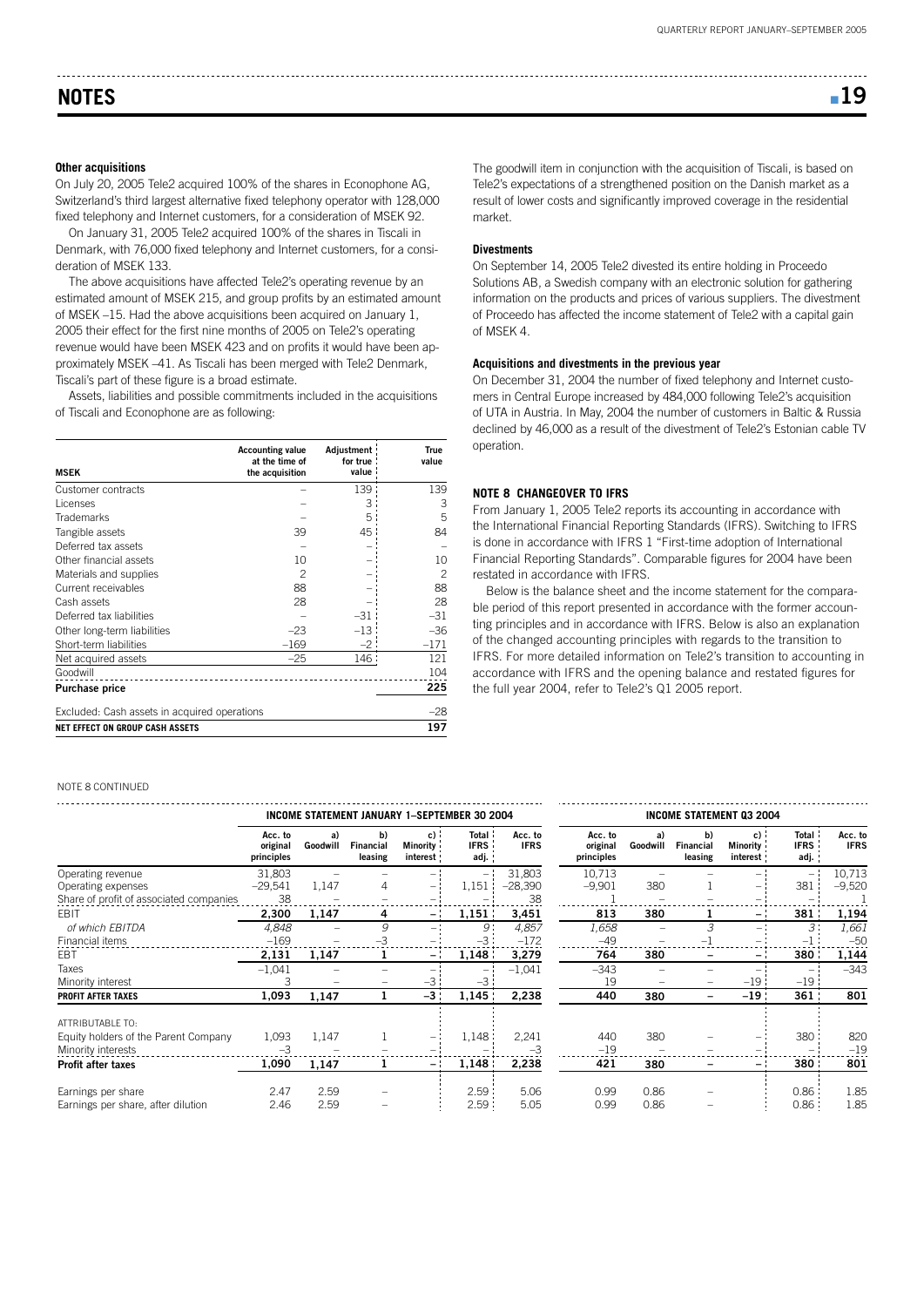## NOTES

### Other acquisitions

On July 20, 2005 Tele2 acquired 100% of the shares in Econophone AG, Switzerland's third largest alternative fixed telephony operator with 128,000 fixed telephony and Internet customers, for a consideration of MSEK 92.

On January 31, 2005 Tele2 acquired 100% of the shares in Tiscali in Denmark, with 76,000 fixed telephony and Internet customers, for a consideration of MSEK 133.

The above acquisitions have affected Tele2's operating revenue by an estimated amount of MSEK 215, and group profits by an estimated amount of MSEK –15. Had the above acquisitions been acquired on January 1, 2005 their effect for the first nine months of 2005 on Tele2's operating revenue would have been MSEK 423 and on profits it would have been approximately MSEK –41. As Tiscali has been merged with Tele2 Denmark, Tiscali's part of these figure is a broad estimate.

Assets, liabilities and possible commitments included in the acquisitions of Tiscali and Econophone are as following:

| MSEK | Accounting value at the time of the acquisition | Adjustment for true value | True value |
|---|---|---|---|
| Customer contracts | – | 139 | 139 |
| Licenses | – | 3 | 3 |
| Trademarks | – | 5 | 5 |
| Tangible assets | 39 | 45 | 84 |
| Deferred tax assets | – | – | – |
| Other financial assets | 10 | – | 10 |
| Materials and supplies | 2 | – | 2 |
| Current receivables | 88 | – | 88 |
| Cash assets | 28 | – | 28 |
| Deferred tax liabilities | – | –31 | –31 |
| Other long-term liabilities | –23 | –13 | –36 |
| Short-term liabilities | –169 | –2 | –171 |
| Net acquired assets | –25 | 146 | 121 |
| Goodwill | | | 104 |
| **Purchase price** | | | **225** |
| Excluded: Cash assets in acquired operations | | | –28 |
| **NET EFFECT ON GROUP CASH ASSETS** | | | **197** |

The goodwill item in conjunction with the acquisition of Tiscali, is based on Tele2's expectations of a strengthened position on the Danish market as a result of lower costs and significantly improved coverage in the residential market.

### Divestments

On September 14, 2005 Tele2 divested its entire holding in Proceedo Solutions AB, a Swedish company with an electronic solution for gathering information on the products and prices of various suppliers. The divestment of Proceedo has affected the income statement of Tele2 with a capital gain of MSEK 4.

### Acquisitions and divestments in the previous year

On December 31, 2004 the number of fixed telephony and Internet customers in Central Europe increased by 484,000 following Tele2's acquisition of UTA in Austria. In May, 2004 the number of customers in Baltic & Russia declined by 46,000 as a result of the divestment of Tele2's Estonian cable TV operation.

### NOTE 8 CHANGEOVER TO IFRS

From January 1, 2005 Tele2 reports its accounting in accordance with the International Financial Reporting Standards (IFRS). Switching to IFRS is done in accordance with IFRS 1 "First-time adoption of International Financial Reporting Standards". Comparable figures for 2004 have been restated in accordance with IFRS.

Below is the balance sheet and the income statement for the comparable period of this report presented in accordance with the former accounting principles and in accordance with IFRS. Below is also an explanation of the changed accounting principles with regards to the transition to IFRS. For more detailed information on Tele2's transition to accounting in accordance with IFRS and the opening balance and restated figures for the full year 2004, refer to Tele2's Q1 2005 report.

NOTE 8 CONTINUED

| | INCOME STATEMENT JANUARY 1–SEPTEMBER 30 2004 | | | | | | INCOME STATEMENT Q3 2004 | | | | | |
|---|---|---|---|---|---|---|---|---|---|---|---|---|
| | Acc. to original principles | a) Goodwill | b) Financial leasing | c) Minority interest | Total IFRS adj. | Acc. to IFRS | Acc. to original principles | a) Goodwill | b) Financial leasing | c) Minority interest | Total IFRS adj. | Acc. to IFRS |
| Operating revenue | 31,803 | – | – | – | – | 31,803 | 10,713 | – | – | – | – | 10,713 |
| Operating expenses | –29,541 | 1,147 | 4 | – | 1,151 | –28,390 | –9,901 | 380 | 1 | – | 381 | –9,520 |
| Share of profit of associated companies | 38 | – | – | – | – | 38 | 1 | – | – | – | – | 1 |
| EBIT | **2,300** | **1,147** | **4** | **–** | **1,151** | **3,451** | **813** | **380** | **1** | **–** | **381** | **1,194** |
| *of which EBITDA* | *4,848* | – | *9* | – | *9* | *4,857* | *1,658* | – | *3* | – | *3* | *1,661* |
| Financial items | –169 | – | –3 | – | –3 | –172 | –49 | – | –1 | – | –1 | –50 |
| EBT | **2,131** | **1,147** | **1** | **–** | **1,148** | **3,279** | **764** | **380** | **–** | **–** | **380** | **1,144** |
| Taxes | –1,041 | – | – | – | – | –1,041 | –343 | – | – | – | – | –343 |
| Minority interest | 3 | – | – | –3 | –3 | | 19 | – | – | –19 | –19 | |
| **PROFIT AFTER TAXES** | **1,093** | **1,147** | **1** | **–3** | **1,145** | **2,238** | **440** | **380** | **–** | **–19** | **361** | **801** |
| ATTRIBUTABLE TO: | | | | | | | | | | | | |
| Equity holders of the Parent Company | 1,093 | 1,147 | 1 | – | 1,148 | 2,241 | 440 | 380 | – | – | 380 | 820 |
| Minority interests | –3 | – | – | – | – | –3 | –19 | – | – | – | – | –19 |
| **Profit after taxes** | **1,090** | **1,147** | **1** | **–** | **1,148** | **2,238** | **421** | **380** | **–** | **–** | **380** | **801** |
| Earnings per share | 2.47 | 2.59 | – | | 2.59 | 5.06 | 0.99 | 0.86 | – | | 0.86 | 1.85 |
| Earnings per share, after dilution | 2.46 | 2.59 | – | | 2.59 | 5.05 | 0.99 | 0.86 | – | | 0.86 | 1.85 |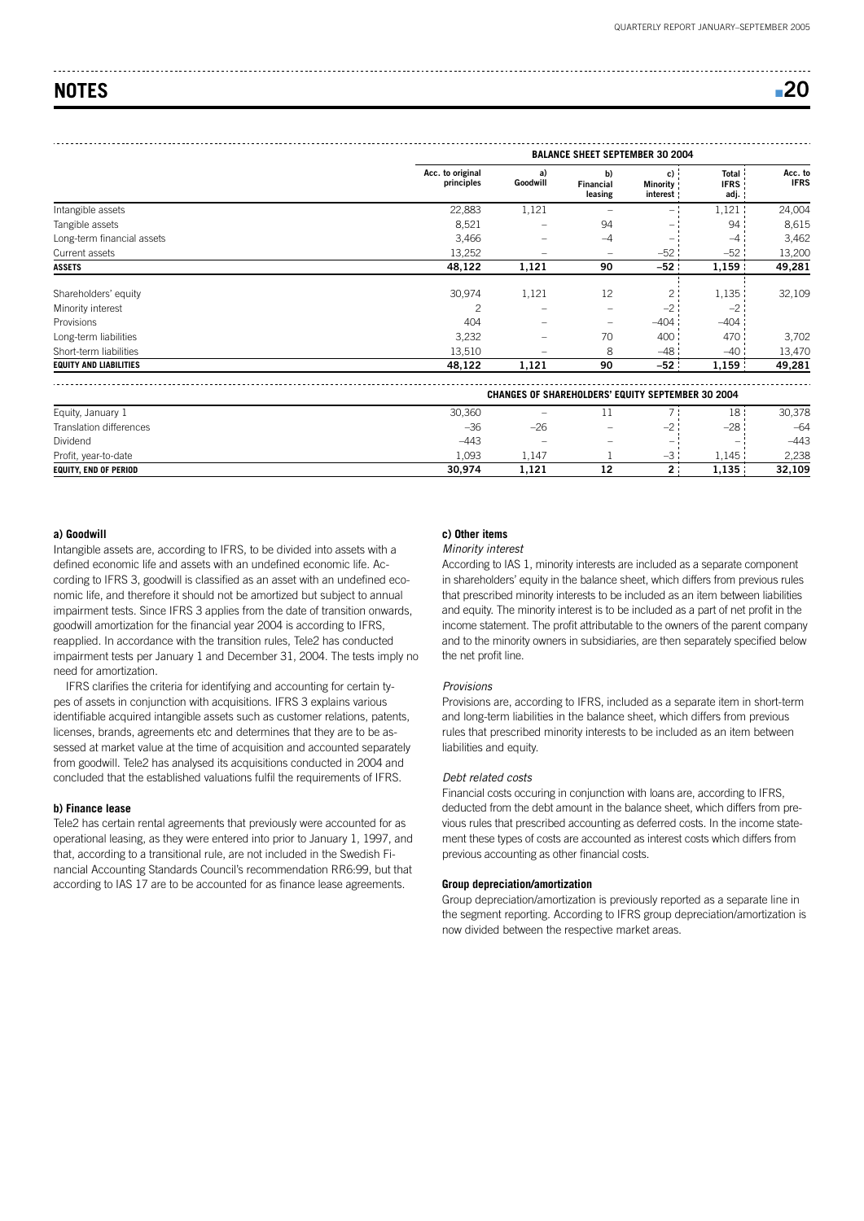## NOTES

| | BALANCE SHEET SEPTEMBER 30 2004 | | | | | |
|---|---|---|---|---|---|---|
| | Acc. to original principles | a) Goodwill | b) Financial leasing | c) Minority interest | Total IFRS adj. | Acc. to IFRS |
| Intangible assets | 22,883 | 1,121 | – | – | 1,121 | 24,004 |
| Tangible assets | 8,521 | – | 94 | – | 94 | 8,615 |
| Long-term financial assets | 3,466 | – | –4 | – | –4 | 3,462 |
| Current assets | 13,252 | – | – | –52 | –52 | 13,200 |
| **ASSETS** | **48,122** | **1,121** | **90** | **–52** | **1,159** | **49,281** |
| Shareholders' equity | 30,974 | 1,121 | 12 | 2 | 1,135 | 32,109 |
| Minority interest | 2 | – | – | –2 | –2 | |
| Provisions | 404 | – | – | –404 | –404 | |
| Long-term liabilities | 3,232 | – | 70 | 400 | 470 | 3,702 |
| Short-term liabilities | 13,510 | – | 8 | –48 | –40 | 13,470 |
| **EQUITY AND LIABILITIES** | **48,122** | **1,121** | **90** | **–52** | **1,159** | **49,281** |
| | CHANGES OF SHAREHOLDERS' EQUITY SEPTEMBER 30 2004 | | | | | |
| Equity, January 1 | 30,360 | – | 11 | 7 | 18 | 30,378 |
| Translation differences | –36 | –26 | – | –2 | –28 | –64 |
| Dividend | –443 | – | – | – | – | –443 |
| Profit, year-to-date | 1,093 | 1,147 | 1 | –3 | 1,145 | 2,238 |
| **EQUITY, END OF PERIOD** | **30,974** | **1,121** | **12** | **2** | **1,135** | **32,109** |

**a) Goodwill**

Intangible assets are, according to IFRS, to be divided into assets with a defined economic life and assets with an undefined economic life. According to IFRS 3, goodwill is classified as an asset with an undefined economic life, and therefore it should not be amortized but subject to annual impairment tests. Since IFRS 3 applies from the date of transition onwards, goodwill amortization for the financial year 2004 is according to IFRS, reapplied. In accordance with the transition rules, Tele2 has conducted impairment tests per January 1 and December 31, 2004. The tests imply no need for amortization.

IFRS clarifies the criteria for identifying and accounting for certain types of assets in conjunction with acquisitions. IFRS 3 explains various identifiable acquired intangible assets such as customer relations, patents, licenses, brands, agreements etc and determines that they are to be assessed at market value at the time of acquisition and accounted separately from goodwill. Tele2 has analysed its acquisitions conducted in 2004 and concluded that the established valuations fulfil the requirements of IFRS.

**b) Finance lease**

Tele2 has certain rental agreements that previously were accounted for as operational leasing, as they were entered into prior to January 1, 1997, and that, according to a transitional rule, are not included in the Swedish Financial Accounting Standards Council's recommendation RR6:99, but that according to IAS 17 are to be accounted for as finance lease agreements.

**c) Other items**

*Minority interest*

According to IAS 1, minority interests are included as a separate component in shareholders' equity in the balance sheet, which differs from previous rules that prescribed minority interests to be included as an item between liabilities and equity. The minority interest is to be included as a part of net profit in the income statement. The profit attributable to the owners of the parent company and to the minority owners in subsidiaries, are then separately specified below the net profit line.

*Provisions*

Provisions are, according to IFRS, included as a separate item in short-term and long-term liabilities in the balance sheet, which differs from previous rules that prescribed minority interests to be included as an item between liabilities and equity.

*Debt related costs*

Financial costs occuring in conjunction with loans are, according to IFRS, deducted from the debt amount in the balance sheet, which differs from previous rules that prescribed accounting as deferred costs. In the income statement these types of costs are accounted as interest costs which differs from previous accounting as other financial costs.

**Group depreciation/amortization**

Group depreciation/amortization is previously reported as a separate line in the segment reporting. According to IFRS group depreciation/amortization is now divided between the respective market areas.